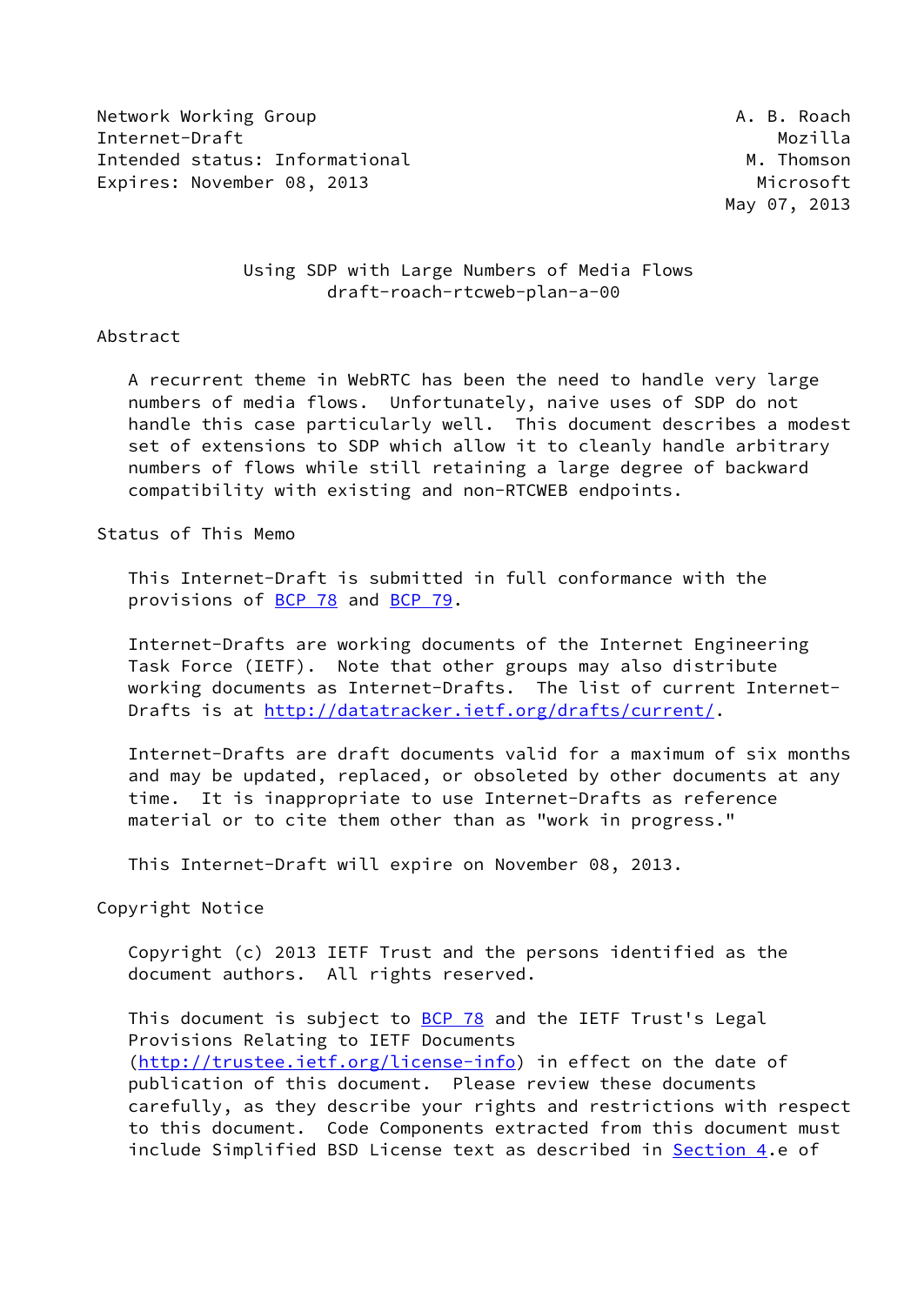Network Working Group — A. B. Roach, Mozilla
Internet-Draft — M. Thomson, Microsoft
Intended status: Informational
Expires: November 08, 2013
May 07, 2013

# Using SDP with Large Numbers of Media Flows
draft-roach-rtcweb-plan-a-00

## Abstract

A recurrent theme in WebRTC has been the need to handle very large numbers of media flows. Unfortunately, naive uses of SDP do not handle this case particularly well. This document describes a modest set of extensions to SDP which allow it to cleanly handle arbitrary numbers of flows while still retaining a large degree of backward compatibility with existing and non-RTCWEB endpoints.

## Status of This Memo

This Internet-Draft is submitted in full conformance with the provisions of BCP 78 and BCP 79.

Internet-Drafts are working documents of the Internet Engineering Task Force (IETF). Note that other groups may also distribute working documents as Internet-Drafts. The list of current Internet-Drafts is at http://datatracker.ietf.org/drafts/current/.

Internet-Drafts are draft documents valid for a maximum of six months and may be updated, replaced, or obsoleted by other documents at any time. It is inappropriate to use Internet-Drafts as reference material or to cite them other than as "work in progress."

This Internet-Draft will expire on November 08, 2013.

## Copyright Notice

Copyright (c) 2013 IETF Trust and the persons identified as the document authors. All rights reserved.

This document is subject to BCP 78 and the IETF Trust's Legal Provisions Relating to IETF Documents (http://trustee.ietf.org/license-info) in effect on the date of publication of this document. Please review these documents carefully, as they describe your rights and restrictions with respect to this document. Code Components extracted from this document must include Simplified BSD License text as described in Section 4.e of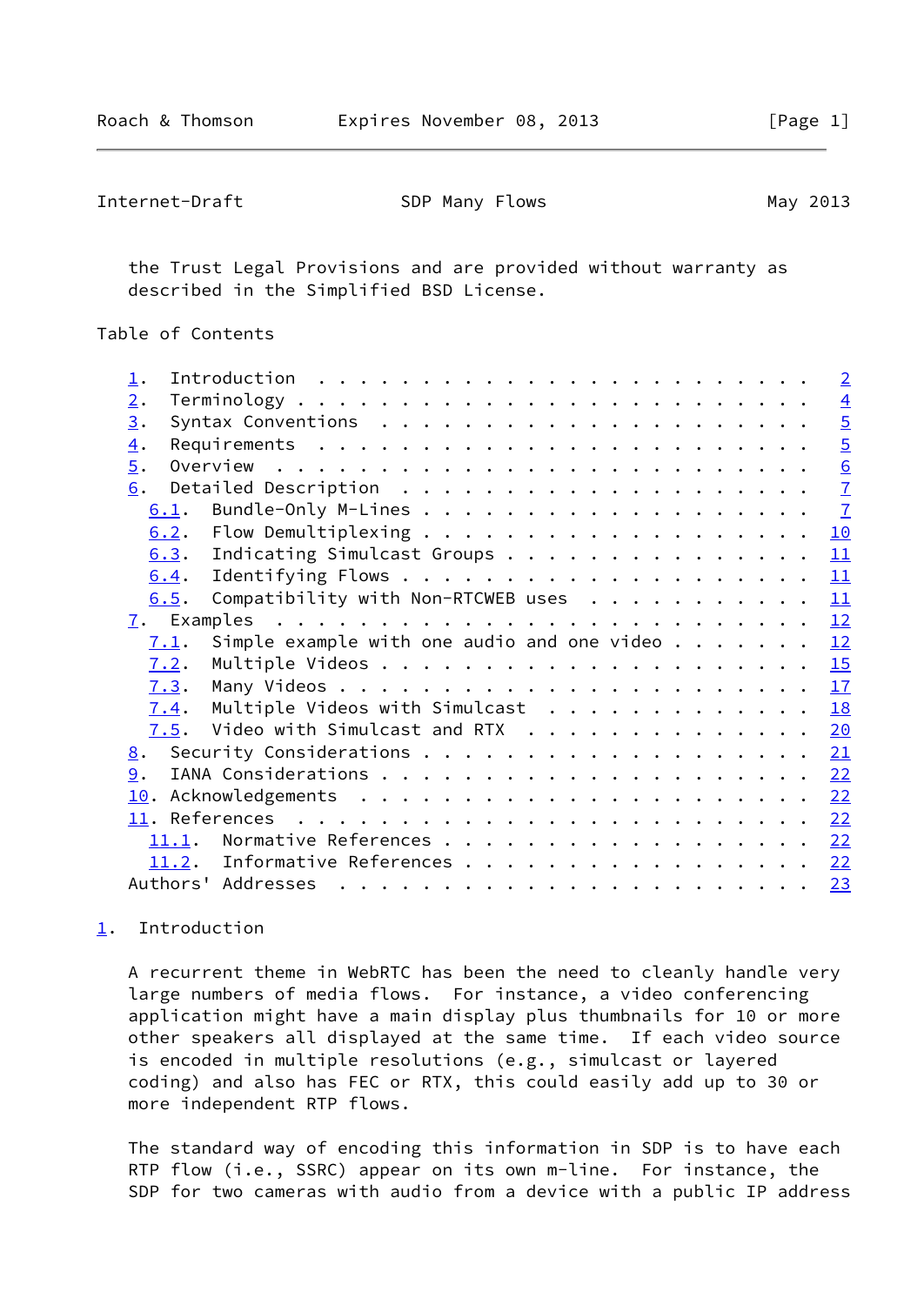the Trust Legal Provisions and are provided without warranty as described in the Simplified BSD License.

## Table of Contents

- 1. Introduction . . . . . . . . . . . . . . . . . . . . . . . . 2
- 2. Terminology . . . . . . . . . . . . . . . . . . . . . . . . . 4
- 3. Syntax Conventions . . . . . . . . . . . . . . . . . . . . . 5
- 4. Requirements . . . . . . . . . . . . . . . . . . . . . . . . 5
- 5. Overview . . . . . . . . . . . . . . . . . . . . . . . . . . 6
- 6. Detailed Description . . . . . . . . . . . . . . . . . . . . 7
  - 6.1. Bundle-Only M-Lines . . . . . . . . . . . . . . . . . . . 7
  - 6.2. Flow Demultiplexing . . . . . . . . . . . . . . . . . . . 10
  - 6.3. Indicating Simulcast Groups . . . . . . . . . . . . . . . 11
  - 6.4. Identifying Flows . . . . . . . . . . . . . . . . . . . . 11
  - 6.5. Compatibility with Non-RTCWEB uses . . . . . . . . . . . 11
- 7. Examples . . . . . . . . . . . . . . . . . . . . . . . . . . 12
  - 7.1. Simple example with one audio and one video . . . . . . . 12
  - 7.2. Multiple Videos . . . . . . . . . . . . . . . . . . . . . 15
  - 7.3. Many Videos . . . . . . . . . . . . . . . . . . . . . . . 17
  - 7.4. Multiple Videos with Simulcast . . . . . . . . . . . . . 18
  - 7.5. Video with Simulcast and RTX . . . . . . . . . . . . . . 20
- 8. Security Considerations . . . . . . . . . . . . . . . . . . . 21
- 9. IANA Considerations . . . . . . . . . . . . . . . . . . . . . 22
- 10. Acknowledgements . . . . . . . . . . . . . . . . . . . . . . 22
- 11. References . . . . . . . . . . . . . . . . . . . . . . . . . 22
  - 11.1. Normative References . . . . . . . . . . . . . . . . . . 22
  - 11.2. Informative References . . . . . . . . . . . . . . . . . 22
- Authors' Addresses . . . . . . . . . . . . . . . . . . . . . . . 23

## 1. Introduction

A recurrent theme in WebRTC has been the need to cleanly handle very large numbers of media flows. For instance, a video conferencing application might have a main display plus thumbnails for 10 or more other speakers all displayed at the same time. If each video source is encoded in multiple resolutions (e.g., simulcast or layered coding) and also has FEC or RTX, this could easily add up to 30 or more independent RTP flows.

The standard way of encoding this information in SDP is to have each RTP flow (i.e., SSRC) appear on its own m-line. For instance, the SDP for two cameras with audio from a device with a public IP address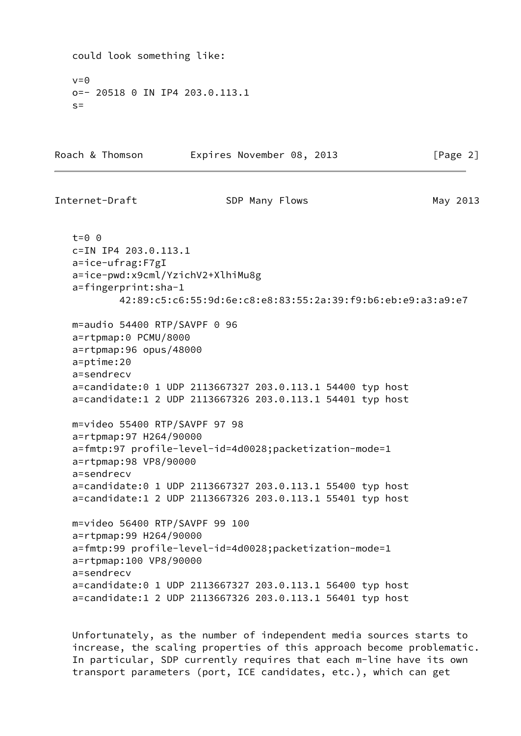could look something like:

```
v=0
o=- 20518 0 IN IP4 203.0.113.1
s=
t=0 0
c=IN IP4 203.0.113.1
a=ice-ufrag:F7gI
a=ice-pwd:x9cml/YzichV2+XlhiMu8g
a=fingerprint:sha-1
        42:89:c5:c6:55:9d:6e:c8:e8:83:55:2a:39:f9:b6:eb:e9:a3:a9:e7

m=audio 54400 RTP/SAVPF 0 96
a=rtpmap:0 PCMU/8000
a=rtpmap:96 opus/48000
a=ptime:20
a=sendrecv
a=candidate:0 1 UDP 2113667327 203.0.113.1 54400 typ host
a=candidate:1 2 UDP 2113667326 203.0.113.1 54401 typ host

m=video 55400 RTP/SAVPF 97 98
a=rtpmap:97 H264/90000
a=fmtp:97 profile-level-id=4d0028;packetization-mode=1
a=rtpmap:98 VP8/90000
a=sendrecv
a=candidate:0 1 UDP 2113667327 203.0.113.1 55400 typ host
a=candidate:1 2 UDP 2113667326 203.0.113.1 55401 typ host

m=video 56400 RTP/SAVPF 99 100
a=rtpmap:99 H264/90000
a=fmtp:99 profile-level-id=4d0028;packetization-mode=1
a=rtpmap:100 VP8/90000
a=sendrecv
a=candidate:0 1 UDP 2113667327 203.0.113.1 56400 typ host
a=candidate:1 2 UDP 2113667326 203.0.113.1 56401 typ host
```

Unfortunately, as the number of independent media sources starts to increase, the scaling properties of this approach become problematic. In particular, SDP currently requires that each m-line have its own transport parameters (port, ICE candidates, etc.), which can get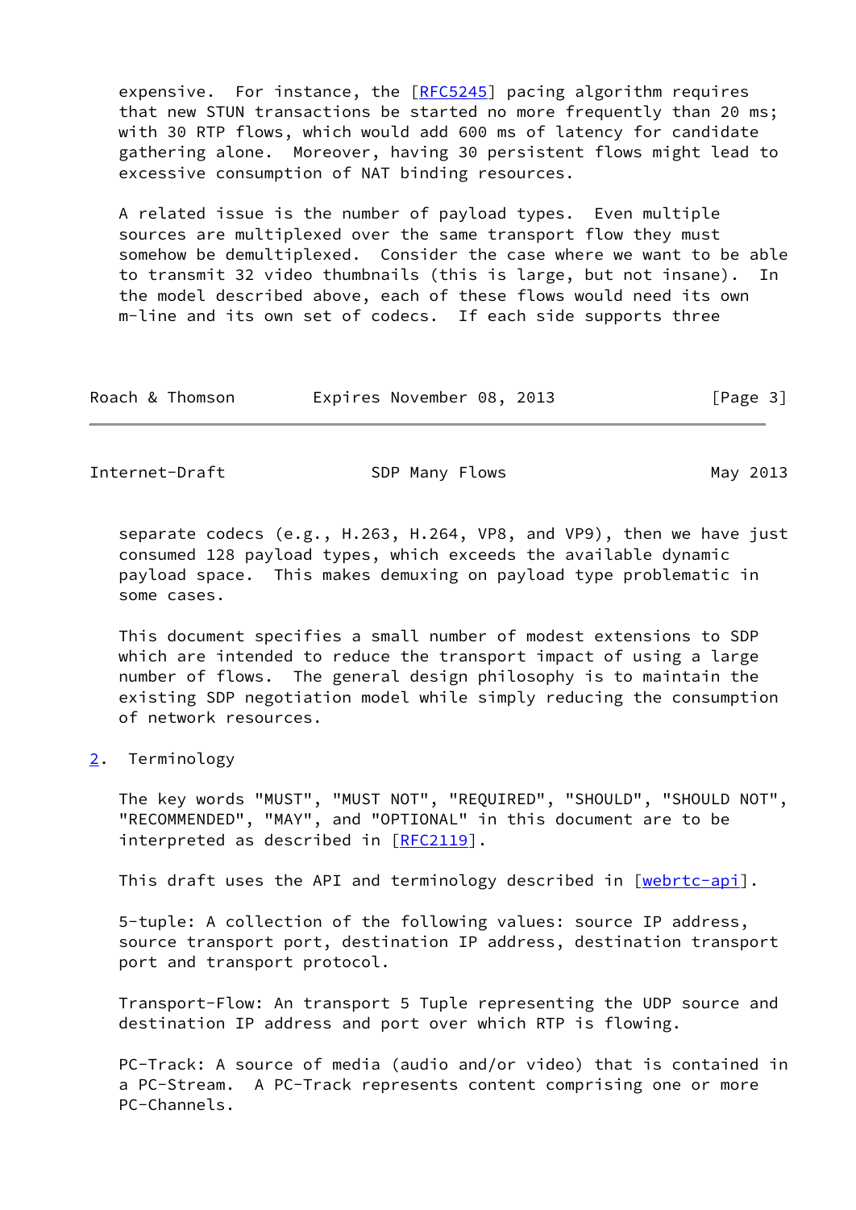expensive. For instance, the [RFC5245] pacing algorithm requires that new STUN transactions be started no more frequently than 20 ms; with 30 RTP flows, which would add 600 ms of latency for candidate gathering alone. Moreover, having 30 persistent flows might lead to excessive consumption of NAT binding resources.

A related issue is the number of payload types. Even multiple sources are multiplexed over the same transport flow they must somehow be demultiplexed. Consider the case where we want to be able to transmit 32 video thumbnails (this is large, but not insane). In the model described above, each of these flows would need its own m-line and its own set of codecs. If each side supports three separate codecs (e.g., H.263, H.264, VP8, and VP9), then we have just consumed 128 payload types, which exceeds the available dynamic payload space. This makes demuxing on payload type problematic in some cases.

This document specifies a small number of modest extensions to SDP which are intended to reduce the transport impact of using a large number of flows. The general design philosophy is to maintain the existing SDP negotiation model while simply reducing the consumption of network resources.

## 2. Terminology

The key words "MUST", "MUST NOT", "REQUIRED", "SHOULD", "SHOULD NOT", "RECOMMENDED", "MAY", and "OPTIONAL" in this document are to be interpreted as described in [RFC2119].

This draft uses the API and terminology described in [webrtc-api].

5-tuple: A collection of the following values: source IP address, source transport port, destination IP address, destination transport port and transport protocol.

Transport-Flow: An transport 5 Tuple representing the UDP source and destination IP address and port over which RTP is flowing.

PC-Track: A source of media (audio and/or video) that is contained in a PC-Stream. A PC-Track represents content comprising one or more PC-Channels.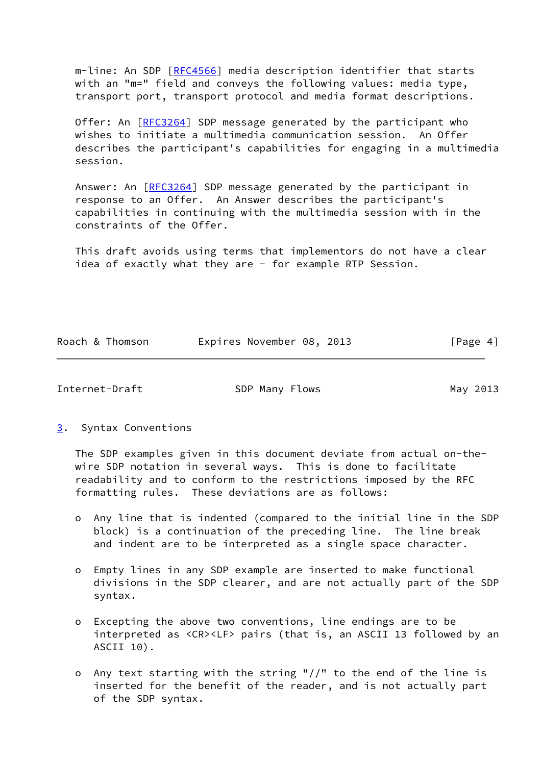m-line: An SDP [RFC4566] media description identifier that starts with an "m=" field and conveys the following values: media type, transport port, transport protocol and media format descriptions.

Offer: An [RFC3264] SDP message generated by the participant who wishes to initiate a multimedia communication session. An Offer describes the participant's capabilities for engaging in a multimedia session.

Answer: An [RFC3264] SDP message generated by the participant in response to an Offer. An Answer describes the participant's capabilities in continuing with the multimedia session with in the constraints of the Offer.

This draft avoids using terms that implementors do not have a clear idea of exactly what they are - for example RTP Session.

## 3. Syntax Conventions

The SDP examples given in this document deviate from actual on-the-wire SDP notation in several ways. This is done to facilitate readability and to conform to the restrictions imposed by the RFC formatting rules. These deviations are as follows:

- Any line that is indented (compared to the initial line in the SDP block) is a continuation of the preceding line. The line break and indent are to be interpreted as a single space character.

- Empty lines in any SDP example are inserted to make functional divisions in the SDP clearer, and are not actually part of the SDP syntax.

- Excepting the above two conventions, line endings are to be interpreted as <CR><LF> pairs (that is, an ASCII 13 followed by an ASCII 10).

- Any text starting with the string "//" to the end of the line is inserted for the benefit of the reader, and is not actually part of the SDP syntax.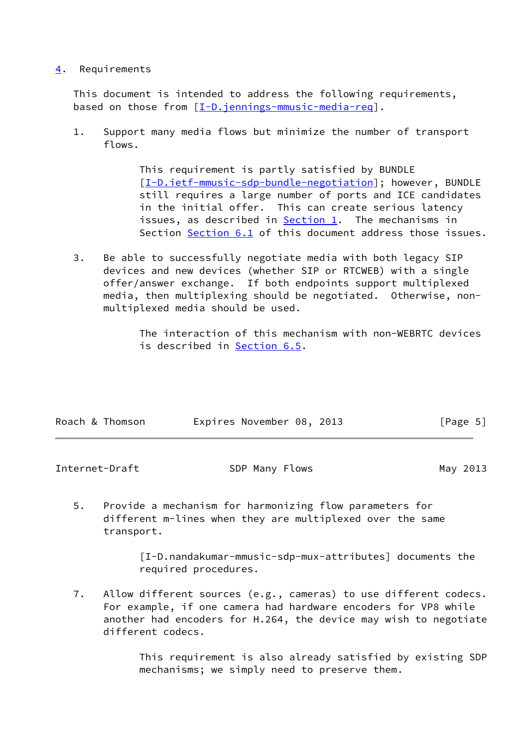## 4. Requirements

This document is intended to address the following requirements, based on those from [I-D.jennings-mmusic-media-req].

1. Support many media flows but minimize the number of transport flows.

   This requirement is partly satisfied by BUNDLE [I-D.ietf-mmusic-sdp-bundle-negotiation]; however, BUNDLE still requires a large number of ports and ICE candidates in the initial offer. This can create serious latency issues, as described in Section 1. The mechanisms in Section Section 6.1 of this document address those issues.

3. Be able to successfully negotiate media with both legacy SIP devices and new devices (whether SIP or RTCWEB) with a single offer/answer exchange. If both endpoints support multiplexed media, then multiplexing should be negotiated. Otherwise, non-multiplexed media should be used.

   The interaction of this mechanism with non-WEBRTC devices is described in Section 6.5.

5. Provide a mechanism for harmonizing flow parameters for different m-lines when they are multiplexed over the same transport.

   [I-D.nandakumar-mmusic-sdp-mux-attributes] documents the required procedures.

7. Allow different sources (e.g., cameras) to use different codecs. For example, if one camera had hardware encoders for VP8 while another had encoders for H.264, the device may wish to negotiate different codecs.

   This requirement is also already satisfied by existing SDP mechanisms; we simply need to preserve them.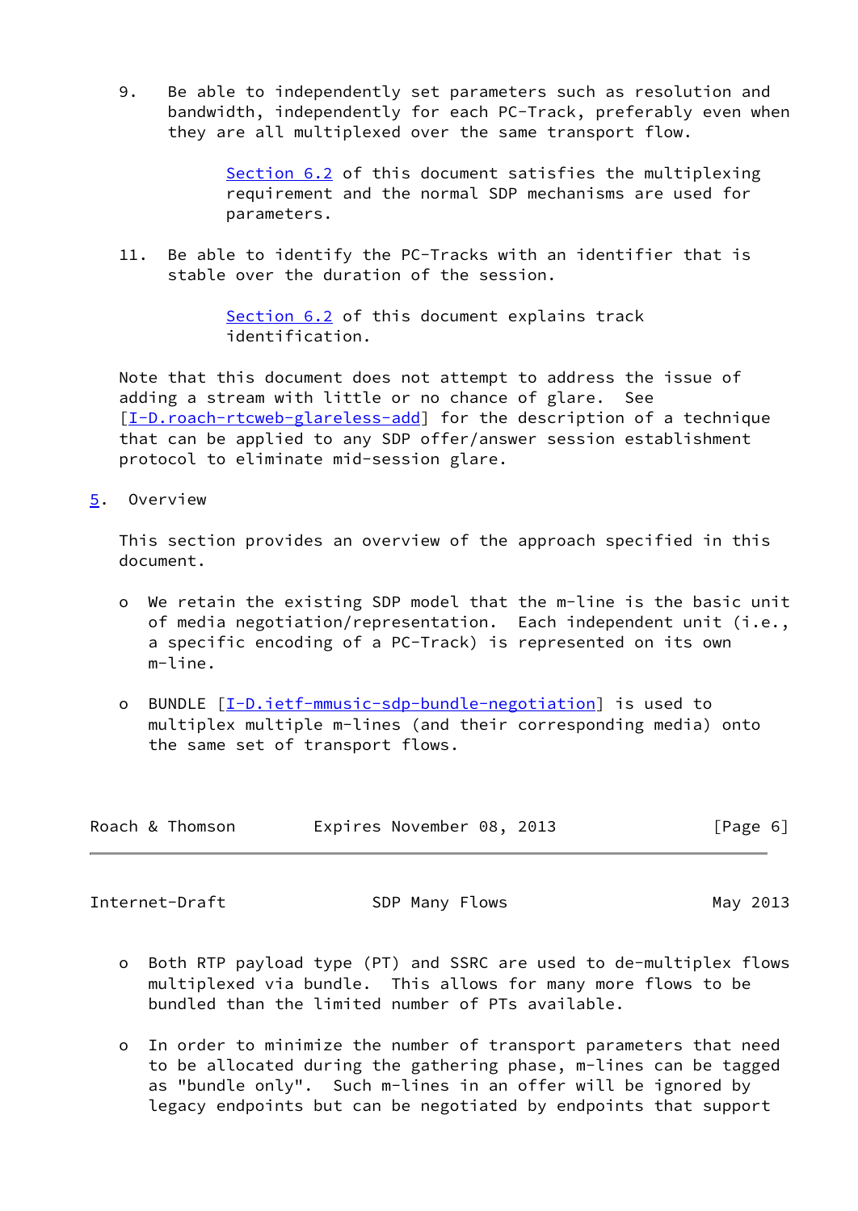9. Be able to independently set parameters such as resolution and bandwidth, independently for each PC-Track, preferably even when they are all multiplexed over the same transport flow.

   Section 6.2 of this document satisfies the multiplexing requirement and the normal SDP mechanisms are used for parameters.

11. Be able to identify the PC-Tracks with an identifier that is stable over the duration of the session.

   Section 6.2 of this document explains track identification.

Note that this document does not attempt to address the issue of adding a stream with little or no chance of glare. See [I-D.roach-rtcweb-glareless-add] for the description of a technique that can be applied to any SDP offer/answer session establishment protocol to eliminate mid-session glare.

## 5. Overview

This section provides an overview of the approach specified in this document.

- We retain the existing SDP model that the m-line is the basic unit of media negotiation/representation. Each independent unit (i.e., a specific encoding of a PC-Track) is represented on its own m-line.

- BUNDLE [I-D.ietf-mmusic-sdp-bundle-negotiation] is used to multiplex multiple m-lines (and their corresponding media) onto the same set of transport flows.

- Both RTP payload type (PT) and SSRC are used to de-multiplex flows multiplexed via bundle. This allows for many more flows to be bundled than the limited number of PTs available.

- In order to minimize the number of transport parameters that need to be allocated during the gathering phase, m-lines can be tagged as "bundle only". Such m-lines in an offer will be ignored by legacy endpoints but can be negotiated by endpoints that support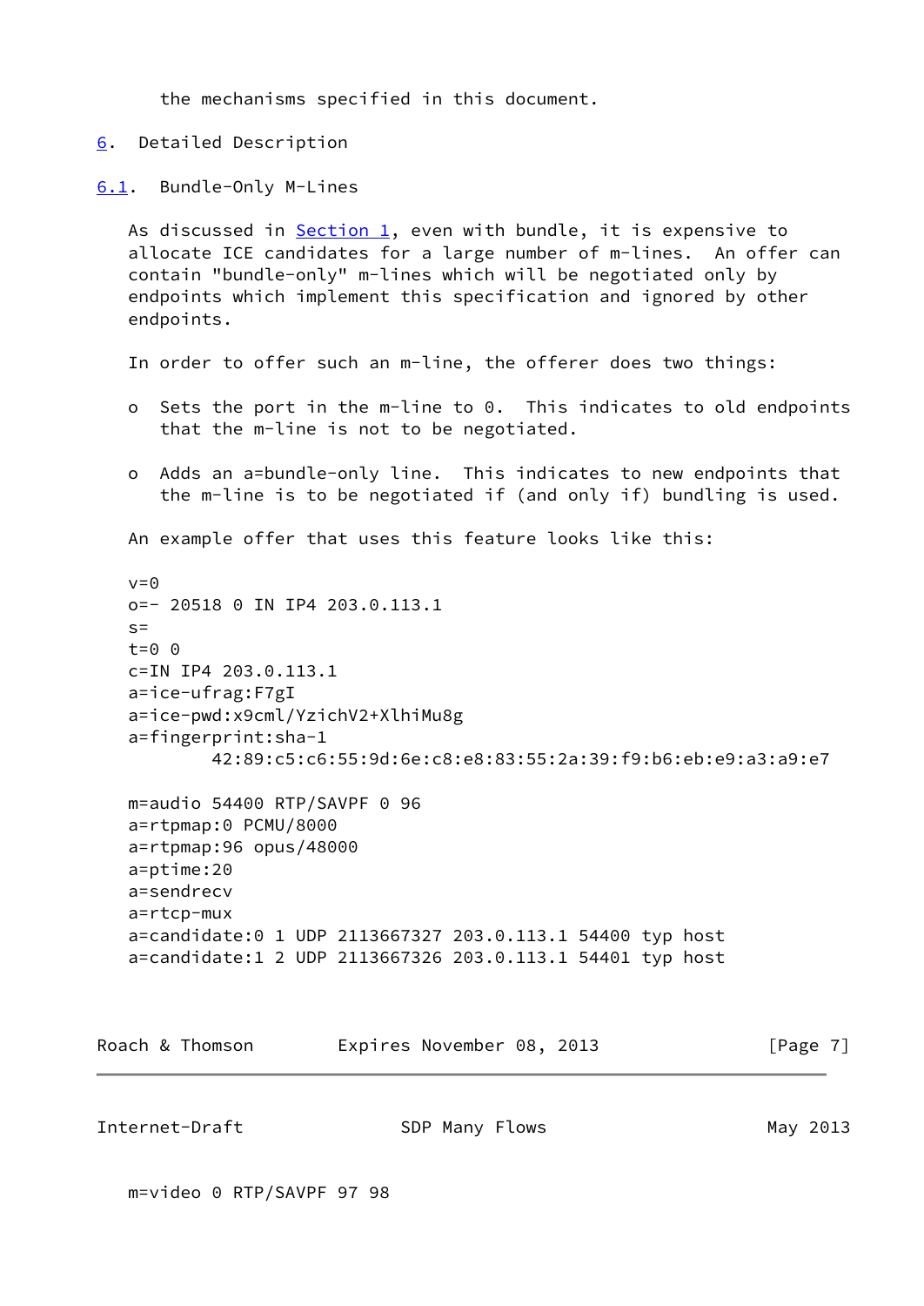the mechanisms specified in this document.

## 6. Detailed Description

### 6.1. Bundle-Only M-Lines

As discussed in Section 1, even with bundle, it is expensive to allocate ICE candidates for a large number of m-lines. An offer can contain "bundle-only" m-lines which will be negotiated only by endpoints which implement this specification and ignored by other endpoints.

In order to offer such an m-line, the offerer does two things:

- Sets the port in the m-line to 0. This indicates to old endpoints that the m-line is not to be negotiated.
- Adds an a=bundle-only line. This indicates to new endpoints that the m-line is to be negotiated if (and only if) bundling is used.

An example offer that uses this feature looks like this:

```
v=0
o=- 20518 0 IN IP4 203.0.113.1
s=
t=0 0
c=IN IP4 203.0.113.1
a=ice-ufrag:F7gI
a=ice-pwd:x9cml/YzichV2+XlhiMu8g
a=fingerprint:sha-1
        42:89:c5:c6:55:9d:6e:c8:e8:83:55:2a:39:f9:b6:eb:e9:a3:a9:e7

m=audio 54400 RTP/SAVPF 0 96
a=rtpmap:0 PCMU/8000
a=rtpmap:96 opus/48000
a=ptime:20
a=sendrecv
a=rtcp-mux
a=candidate:0 1 UDP 2113667327 203.0.113.1 54400 typ host
a=candidate:1 2 UDP 2113667326 203.0.113.1 54401 typ host

m=video 0 RTP/SAVPF 97 98
```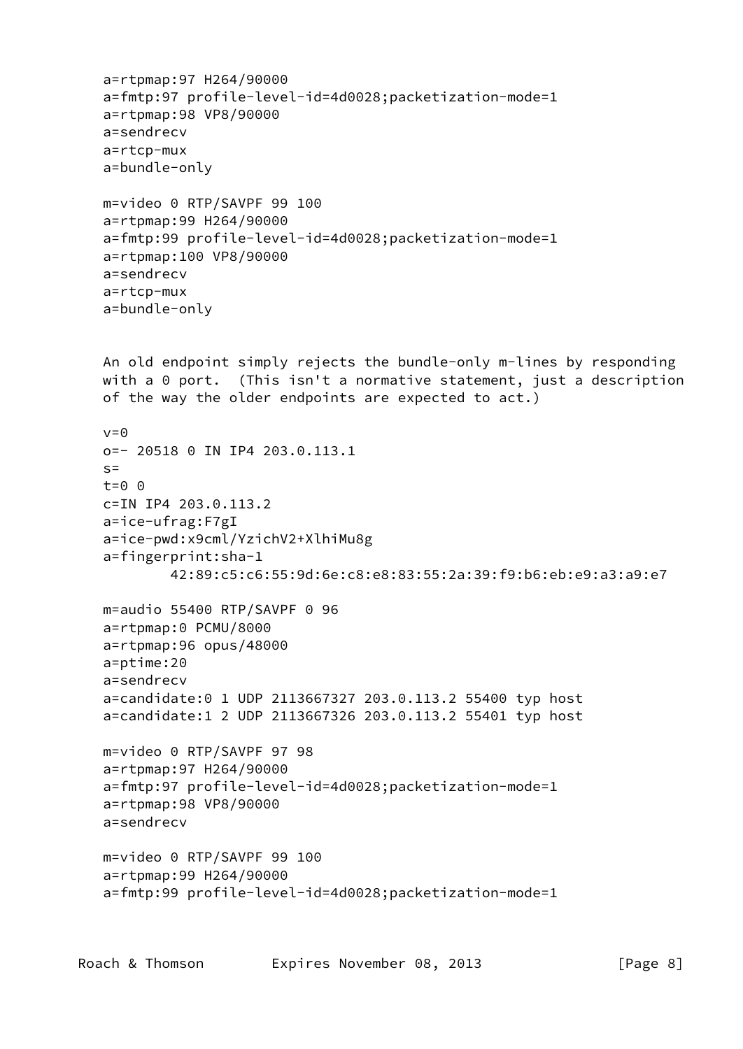```
a=rtpmap:97 H264/90000
a=fmtp:97 profile-level-id=4d0028;packetization-mode=1
a=rtpmap:98 VP8/90000
a=sendrecv
a=rtcp-mux
a=bundle-only

m=video 0 RTP/SAVPF 99 100
a=rtpmap:99 H264/90000
a=fmtp:99 profile-level-id=4d0028;packetization-mode=1
a=rtpmap:100 VP8/90000
a=sendrecv
a=rtcp-mux
a=bundle-only
```

An old endpoint simply rejects the bundle-only m-lines by responding with a 0 port. (This isn't a normative statement, just a description of the way the older endpoints are expected to act.)

```
v=0
o=- 20518 0 IN IP4 203.0.113.1
s=
t=0 0
c=IN IP4 203.0.113.2
a=ice-ufrag:F7gI
a=ice-pwd:x9cml/YzichV2+XlhiMu8g
a=fingerprint:sha-1
        42:89:c5:c6:55:9d:6e:c8:e8:83:55:2a:39:f9:b6:eb:e9:a3:a9:e7

m=audio 55400 RTP/SAVPF 0 96
a=rtpmap:0 PCMU/8000
a=rtpmap:96 opus/48000
a=ptime:20
a=sendrecv
a=candidate:0 1 UDP 2113667327 203.0.113.2 55400 typ host
a=candidate:1 2 UDP 2113667326 203.0.113.2 55401 typ host

m=video 0 RTP/SAVPF 97 98
a=rtpmap:97 H264/90000
a=fmtp:97 profile-level-id=4d0028;packetization-mode=1
a=rtpmap:98 VP8/90000
a=sendrecv

m=video 0 RTP/SAVPF 99 100
a=rtpmap:99 H264/90000
a=fmtp:99 profile-level-id=4d0028;packetization-mode=1
```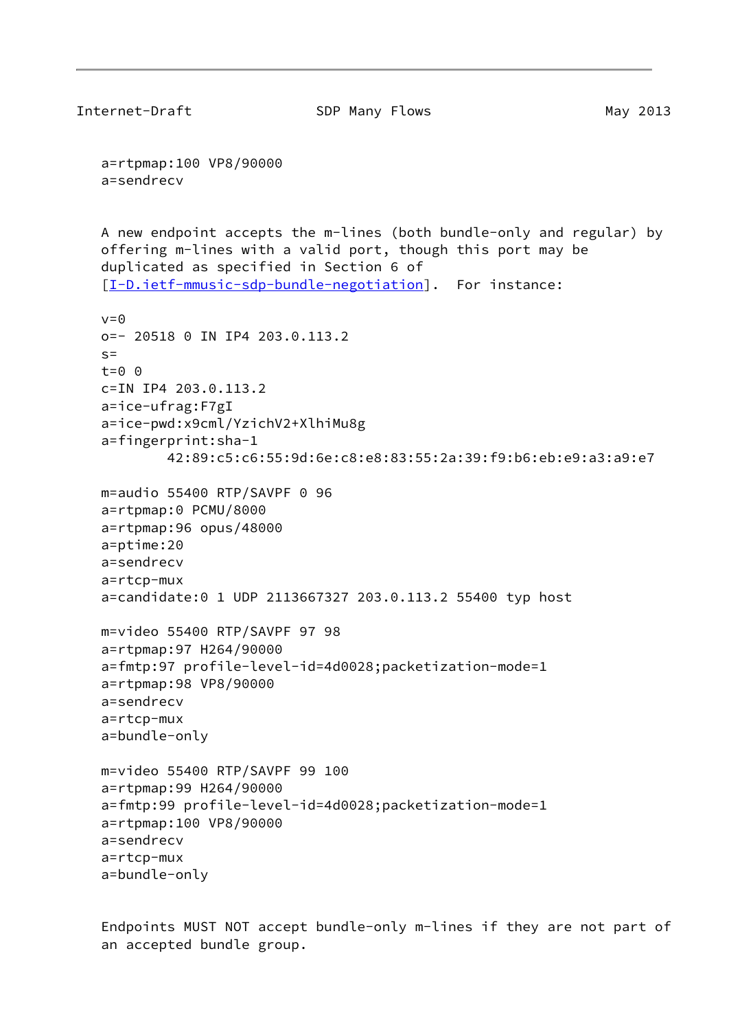```
a=rtpmap:100 VP8/90000
a=sendrecv
```

A new endpoint accepts the m-lines (both bundle-only and regular) by offering m-lines with a valid port, though this port may be duplicated as specified in Section 6 of [I-D.ietf-mmusic-sdp-bundle-negotiation]. For instance:

```
v=0
o=- 20518 0 IN IP4 203.0.113.2
s=
t=0 0
c=IN IP4 203.0.113.2
a=ice-ufrag:F7gI
a=ice-pwd:x9cml/YzichV2+XlhiMu8g
a=fingerprint:sha-1
        42:89:c5:c6:55:9d:6e:c8:e8:83:55:2a:39:f9:b6:eb:e9:a3:a9:e7

m=audio 55400 RTP/SAVPF 0 96
a=rtpmap:0 PCMU/8000
a=rtpmap:96 opus/48000
a=ptime:20
a=sendrecv
a=rtcp-mux
a=candidate:0 1 UDP 2113667327 203.0.113.2 55400 typ host

m=video 55400 RTP/SAVPF 97 98
a=rtpmap:97 H264/90000
a=fmtp:97 profile-level-id=4d0028;packetization-mode=1
a=rtpmap:98 VP8/90000
a=sendrecv
a=rtcp-mux
a=bundle-only

m=video 55400 RTP/SAVPF 99 100
a=rtpmap:99 H264/90000
a=fmtp:99 profile-level-id=4d0028;packetization-mode=1
a=rtpmap:100 VP8/90000
a=sendrecv
a=rtcp-mux
a=bundle-only
```

Endpoints MUST NOT accept bundle-only m-lines if they are not part of an accepted bundle group.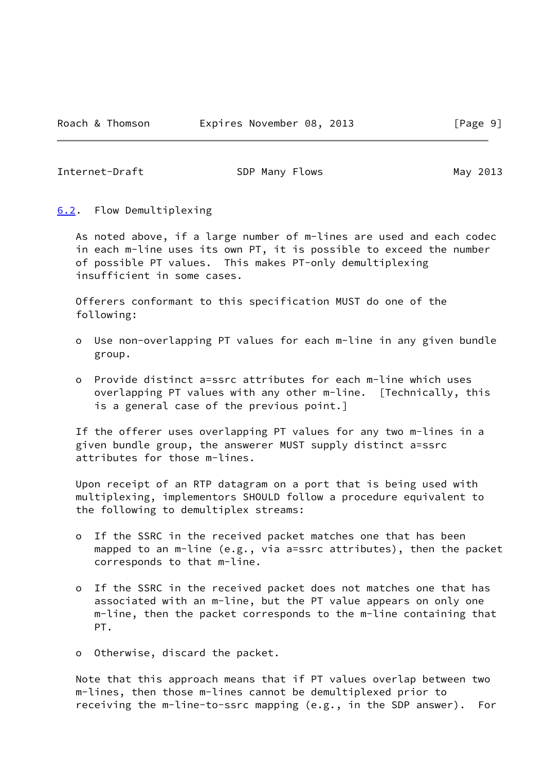### 6.2. Flow Demultiplexing

As noted above, if a large number of m-lines are used and each codec in each m-line uses its own PT, it is possible to exceed the number of possible PT values. This makes PT-only demultiplexing insufficient in some cases.

Offerers conformant to this specification MUST do one of the following:

- Use non-overlapping PT values for each m-line in any given bundle group.
- Provide distinct a=ssrc attributes for each m-line which uses overlapping PT values with any other m-line. [Technically, this is a general case of the previous point.]

If the offerer uses overlapping PT values for any two m-lines in a given bundle group, the answerer MUST supply distinct a=ssrc attributes for those m-lines.

Upon receipt of an RTP datagram on a port that is being used with multiplexing, implementors SHOULD follow a procedure equivalent to the following to demultiplex streams:

- If the SSRC in the received packet matches one that has been mapped to an m-line (e.g., via a=ssrc attributes), then the packet corresponds to that m-line.
- If the SSRC in the received packet does not matches one that has associated with an m-line, but the PT value appears on only one m-line, then the packet corresponds to the m-line containing that PT.
- Otherwise, discard the packet.

Note that this approach means that if PT values overlap between two m-lines, then those m-lines cannot be demultiplexed prior to receiving the m-line-to-ssrc mapping (e.g., in the SDP answer). For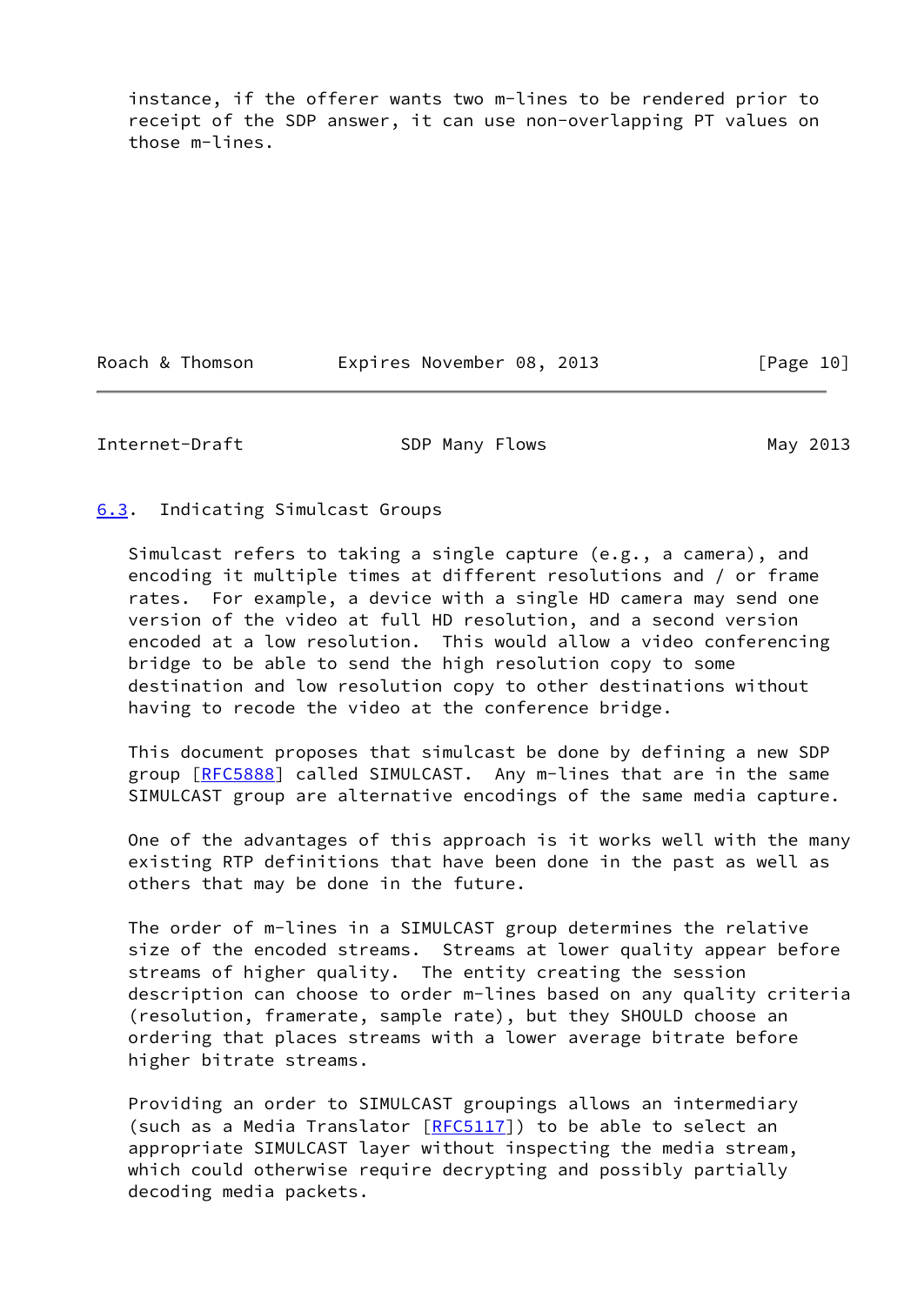instance, if the offerer wants two m-lines to be rendered prior to receipt of the SDP answer, it can use non-overlapping PT values on those m-lines.

### 6.3. Indicating Simulcast Groups

Simulcast refers to taking a single capture (e.g., a camera), and encoding it multiple times at different resolutions and / or frame rates. For example, a device with a single HD camera may send one version of the video at full HD resolution, and a second version encoded at a low resolution. This would allow a video conferencing bridge to be able to send the high resolution copy to some destination and low resolution copy to other destinations without having to recode the video at the conference bridge.

This document proposes that simulcast be done by defining a new SDP group [RFC5888] called SIMULCAST. Any m-lines that are in the same SIMULCAST group are alternative encodings of the same media capture.

One of the advantages of this approach is it works well with the many existing RTP definitions that have been done in the past as well as others that may be done in the future.

The order of m-lines in a SIMULCAST group determines the relative size of the encoded streams. Streams at lower quality appear before streams of higher quality. The entity creating the session description can choose to order m-lines based on any quality criteria (resolution, framerate, sample rate), but they SHOULD choose an ordering that places streams with a lower average bitrate before higher bitrate streams.

Providing an order to SIMULCAST groupings allows an intermediary (such as a Media Translator [RFC5117]) to be able to select an appropriate SIMULCAST layer without inspecting the media stream, which could otherwise require decrypting and possibly partially decoding media packets.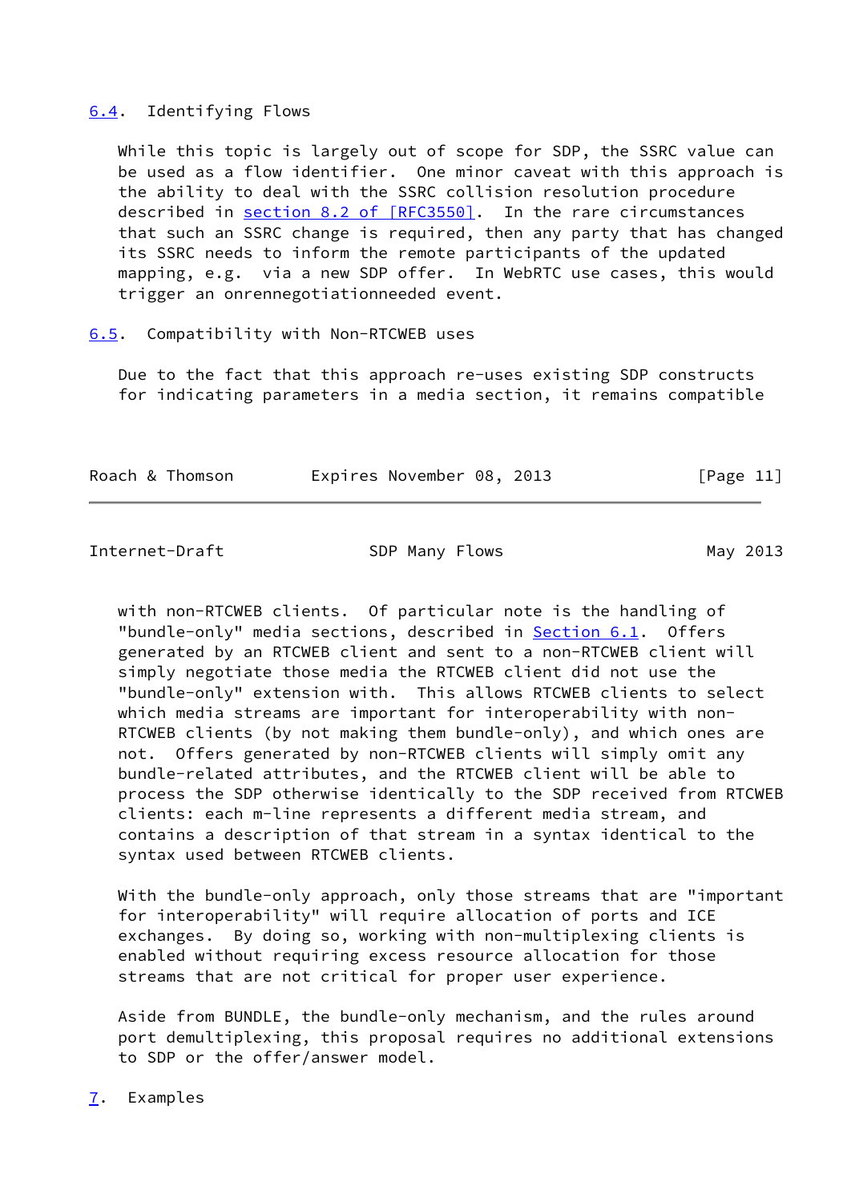## 6.4. Identifying Flows

While this topic is largely out of scope for SDP, the SSRC value can be used as a flow identifier. One minor caveat with this approach is the ability to deal with the SSRC collision resolution procedure described in section 8.2 of [RFC3550]. In the rare circumstances that such an SSRC change is required, then any party that has changed its SSRC needs to inform the remote participants of the updated mapping, e.g. via a new SDP offer. In WebRTC use cases, this would trigger an onrennegotiationneeded event.

## 6.5. Compatibility with Non-RTCWEB uses

Due to the fact that this approach re-uses existing SDP constructs for indicating parameters in a media section, it remains compatible with non-RTCWEB clients. Of particular note is the handling of "bundle-only" media sections, described in Section 6.1. Offers generated by an RTCWEB client and sent to a non-RTCWEB client will simply negotiate those media the RTCWEB client did not use the "bundle-only" extension with. This allows RTCWEB clients to select which media streams are important for interoperability with non-RTCWEB clients (by not making them bundle-only), and which ones are not. Offers generated by non-RTCWEB clients will simply omit any bundle-related attributes, and the RTCWEB client will be able to process the SDP otherwise identically to the SDP received from RTCWEB clients: each m-line represents a different media stream, and contains a description of that stream in a syntax identical to the syntax used between RTCWEB clients.

With the bundle-only approach, only those streams that are "important for interoperability" will require allocation of ports and ICE exchanges. By doing so, working with non-multiplexing clients is enabled without requiring excess resource allocation for those streams that are not critical for proper user experience.

Aside from BUNDLE, the bundle-only mechanism, and the rules around port demultiplexing, this proposal requires no additional extensions to SDP or the offer/answer model.

# 7. Examples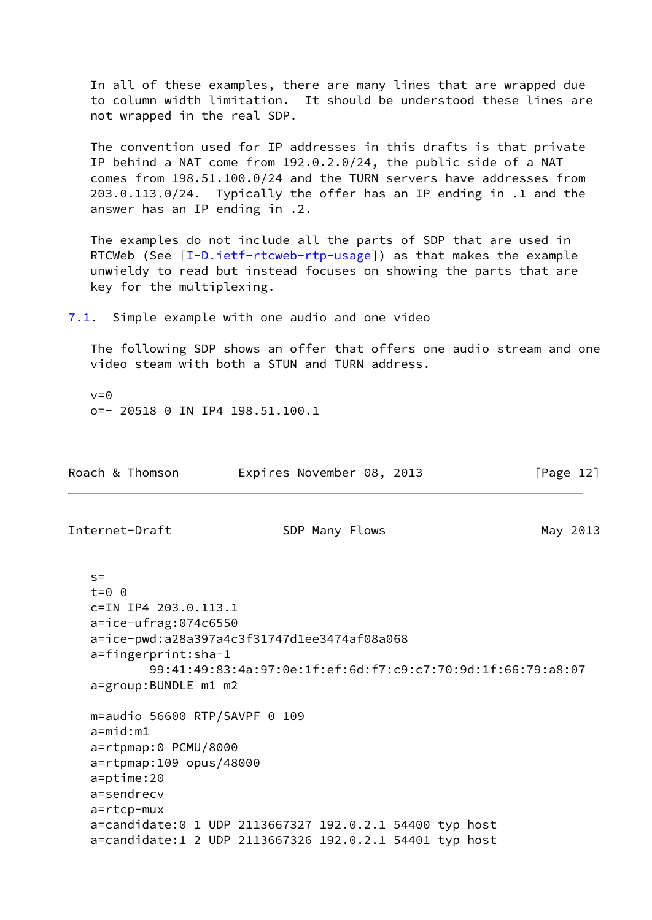In all of these examples, there are many lines that are wrapped due to column width limitation. It should be understood these lines are not wrapped in the real SDP.

The convention used for IP addresses in this drafts is that private IP behind a NAT come from 192.0.2.0/24, the public side of a NAT comes from 198.51.100.0/24 and the TURN servers have addresses from 203.0.113.0/24. Typically the offer has an IP ending in .1 and the answer has an IP ending in .2.

The examples do not include all the parts of SDP that are used in RTCWeb (See [I-D.ietf-rtcweb-rtp-usage]) as that makes the example unwieldy to read but instead focuses on showing the parts that are key for the multiplexing.

## 7.1. Simple example with one audio and one video

The following SDP shows an offer that offers one audio stream and one video steam with both a STUN and TURN address.

```
v=0
o=- 20518 0 IN IP4 198.51.100.1
s=
t=0 0
c=IN IP4 203.0.113.1
a=ice-ufrag:074c6550
a=ice-pwd:a28a397a4c3f31747d1ee3474af08a068
a=fingerprint:sha-1
        99:41:49:83:4a:97:0e:1f:ef:6d:f7:c9:c7:70:9d:1f:66:79:a8:07
a=group:BUNDLE m1 m2

m=audio 56600 RTP/SAVPF 0 109
a=mid:m1
a=rtpmap:0 PCMU/8000
a=rtpmap:109 opus/48000
a=ptime:20
a=sendrecv
a=rtcp-mux
a=candidate:0 1 UDP 2113667327 192.0.2.1 54400 typ host
a=candidate:1 2 UDP 2113667326 192.0.2.1 54401 typ host
```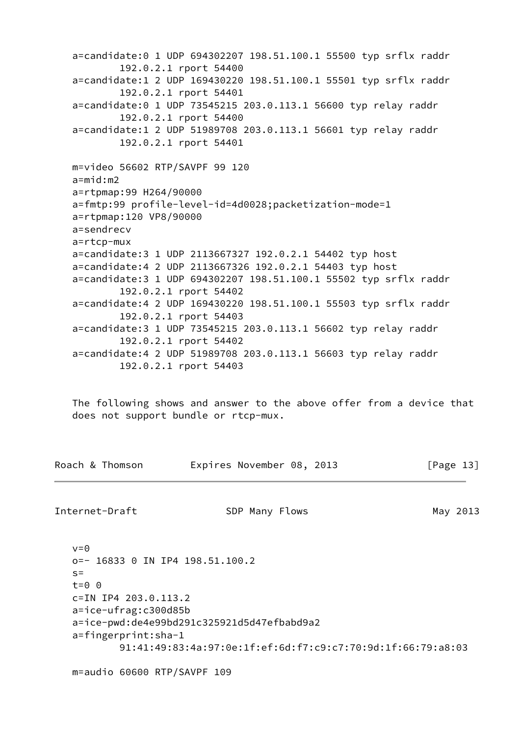```
   a=candidate:0 1 UDP 694302207 198.51.100.1 55500 typ srflx raddr
           192.0.2.1 rport 54400
   a=candidate:1 2 UDP 169430220 198.51.100.1 55501 typ srflx raddr
           192.0.2.1 rport 54401
   a=candidate:0 1 UDP 73545215 203.0.113.1 56600 typ relay raddr
           192.0.2.1 rport 54400
   a=candidate:1 2 UDP 51989708 203.0.113.1 56601 typ relay raddr
           192.0.2.1 rport 54401

   m=video 56602 RTP/SAVPF 99 120
   a=mid:m2
   a=rtpmap:99 H264/90000
   a=fmtp:99 profile-level-id=4d0028;packetization-mode=1
   a=rtpmap:120 VP8/90000
   a=sendrecv
   a=rtcp-mux
   a=candidate:3 1 UDP 2113667327 192.0.2.1 54402 typ host
   a=candidate:4 2 UDP 2113667326 192.0.2.1 54403 typ host
   a=candidate:3 1 UDP 694302207 198.51.100.1 55502 typ srflx raddr
           192.0.2.1 rport 54402
   a=candidate:4 2 UDP 169430220 198.51.100.1 55503 typ srflx raddr
           192.0.2.1 rport 54403
   a=candidate:3 1 UDP 73545215 203.0.113.1 56602 typ relay raddr
           192.0.2.1 rport 54402
   a=candidate:4 2 UDP 51989708 203.0.113.1 56603 typ relay raddr
           192.0.2.1 rport 54403
```

The following shows and answer to the above offer from a device that does not support bundle or rtcp-mux.

```
   v=0
   o=- 16833 0 IN IP4 198.51.100.2
   s=
   t=0 0
   c=IN IP4 203.0.113.2
   a=ice-ufrag:c300d85b
   a=ice-pwd:de4e99bd291c325921d5d47efbabd9a2
   a=fingerprint:sha-1
           91:41:49:83:4a:97:0e:1f:ef:6d:f7:c9:c7:70:9d:1f:66:79:a8:03

   m=audio 60600 RTP/SAVPF 109
```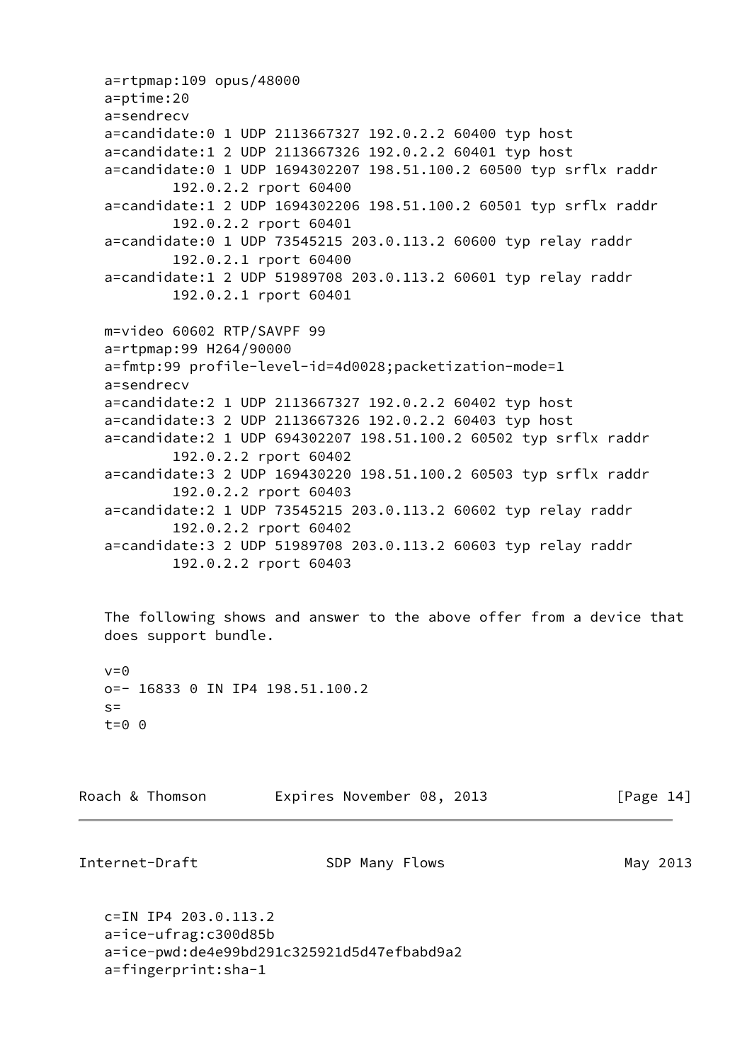```
a=rtpmap:109 opus/48000
a=ptime:20
a=sendrecv
a=candidate:0 1 UDP 2113667327 192.0.2.2 60400 typ host
a=candidate:1 2 UDP 2113667326 192.0.2.2 60401 typ host
a=candidate:0 1 UDP 1694302207 198.51.100.2 60500 typ srflx raddr
        192.0.2.2 rport 60400
a=candidate:1 2 UDP 1694302206 198.51.100.2 60501 typ srflx raddr
        192.0.2.2 rport 60401
a=candidate:0 1 UDP 73545215 203.0.113.2 60600 typ relay raddr
        192.0.2.1 rport 60400
a=candidate:1 2 UDP 51989708 203.0.113.2 60601 typ relay raddr
        192.0.2.1 rport 60401

m=video 60602 RTP/SAVPF 99
a=rtpmap:99 H264/90000
a=fmtp:99 profile-level-id=4d0028;packetization-mode=1
a=sendrecv
a=candidate:2 1 UDP 2113667327 192.0.2.2 60402 typ host
a=candidate:3 2 UDP 2113667326 192.0.2.2 60403 typ host
a=candidate:2 1 UDP 694302207 198.51.100.2 60502 typ srflx raddr
        192.0.2.2 rport 60402
a=candidate:3 2 UDP 169430220 198.51.100.2 60503 typ srflx raddr
        192.0.2.2 rport 60403
a=candidate:2 1 UDP 73545215 203.0.113.2 60602 typ relay raddr
        192.0.2.2 rport 60402
a=candidate:3 2 UDP 51989708 203.0.113.2 60603 typ relay raddr
        192.0.2.2 rport 60403
```

The following shows and answer to the above offer from a device that does support bundle.

```
v=0
o=- 16833 0 IN IP4 198.51.100.2
s=
t=0 0
c=IN IP4 203.0.113.2
a=ice-ufrag:c300d85b
a=ice-pwd:de4e99bd291c325921d5d47efbabd9a2
a=fingerprint:sha-1
```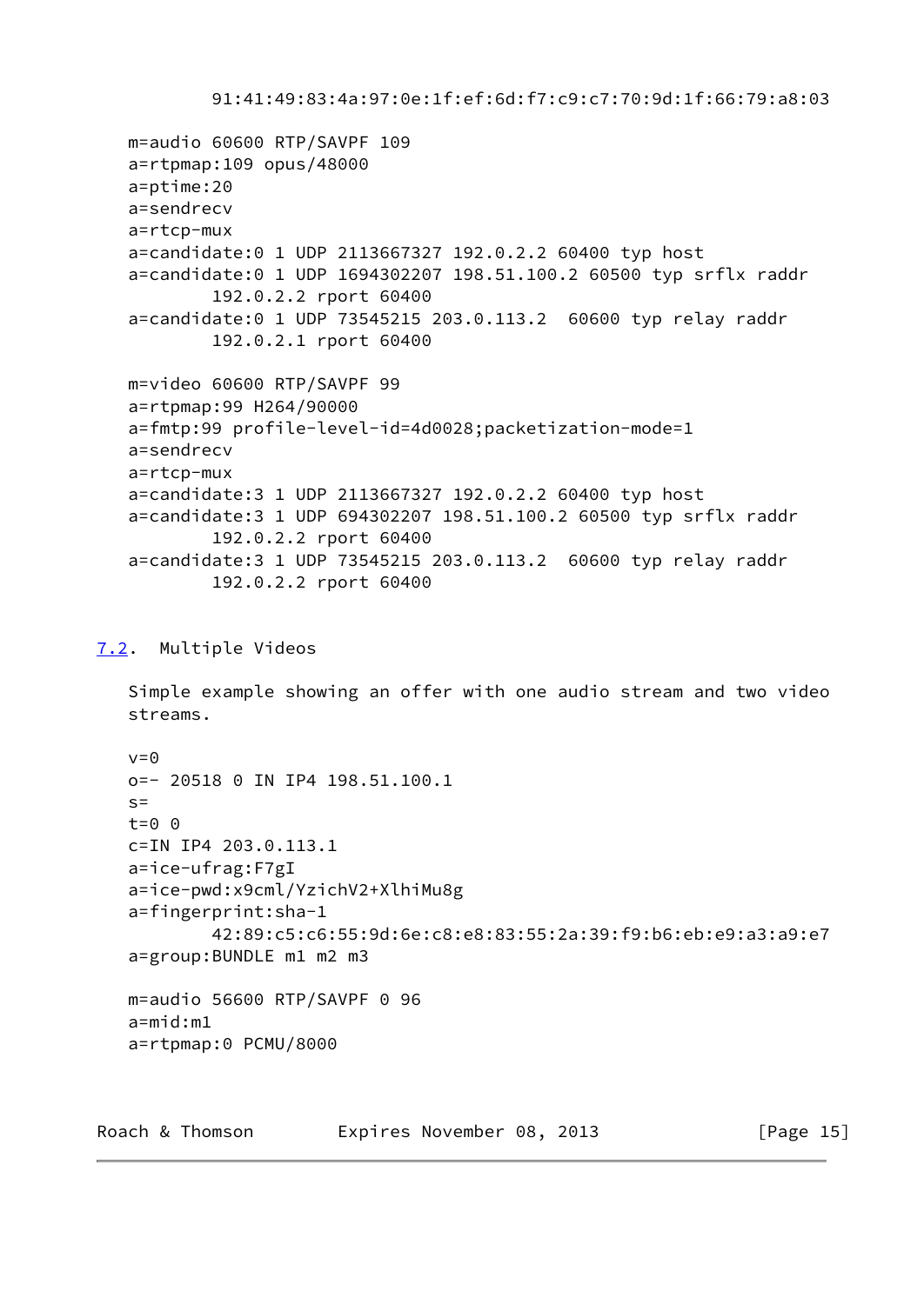```
        91:41:49:83:4a:97:0e:1f:ef:6d:f7:c9:c7:70:9d:1f:66:79:a8:03

m=audio 60600 RTP/SAVPF 109
a=rtpmap:109 opus/48000
a=ptime:20
a=sendrecv
a=rtcp-mux
a=candidate:0 1 UDP 2113667327 192.0.2.2 60400 typ host
a=candidate:0 1 UDP 1694302207 198.51.100.2 60500 typ srflx raddr
        192.0.2.2 rport 60400
a=candidate:0 1 UDP 73545215 203.0.113.2  60600 typ relay raddr
        192.0.2.1 rport 60400

m=video 60600 RTP/SAVPF 99
a=rtpmap:99 H264/90000
a=fmtp:99 profile-level-id=4d0028;packetization-mode=1
a=sendrecv
a=rtcp-mux
a=candidate:3 1 UDP 2113667327 192.0.2.2 60400 typ host
a=candidate:3 1 UDP 694302207 198.51.100.2 60500 typ srflx raddr
        192.0.2.2 rport 60400
a=candidate:3 1 UDP 73545215 203.0.113.2  60600 typ relay raddr
        192.0.2.2 rport 60400
```

## 7.2. Multiple Videos

Simple example showing an offer with one audio stream and two video streams.

```
v=0
o=- 20518 0 IN IP4 198.51.100.1
s=
t=0 0
c=IN IP4 203.0.113.1
a=ice-ufrag:F7gI
a=ice-pwd:x9cml/YzichV2+XlhiMu8g
a=fingerprint:sha-1
        42:89:c5:c6:55:9d:6e:c8:e8:83:55:2a:39:f9:b6:eb:e9:a3:a9:e7
a=group:BUNDLE m1 m2 m3

m=audio 56600 RTP/SAVPF 0 96
a=mid:m1
a=rtpmap:0 PCMU/8000
```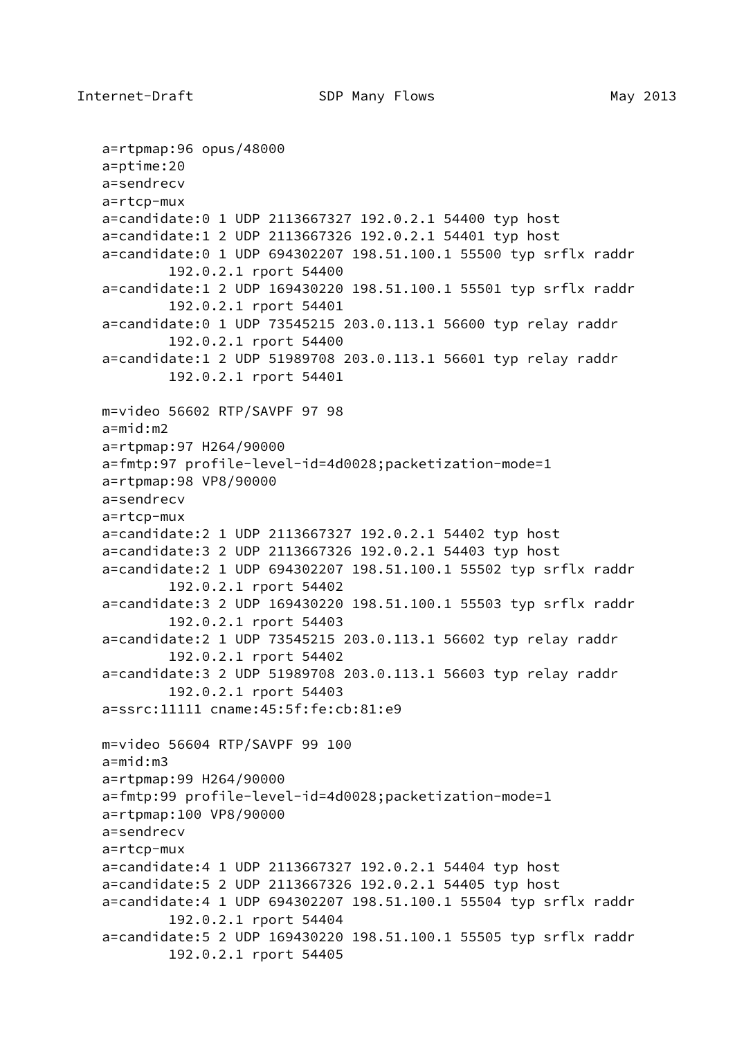```
   a=rtpmap:96 opus/48000
   a=ptime:20
   a=sendrecv
   a=rtcp-mux
   a=candidate:0 1 UDP 2113667327 192.0.2.1 54400 typ host
   a=candidate:1 2 UDP 2113667326 192.0.2.1 54401 typ host
   a=candidate:0 1 UDP 694302207 198.51.100.1 55500 typ srflx raddr
           192.0.2.1 rport 54400
   a=candidate:1 2 UDP 169430220 198.51.100.1 55501 typ srflx raddr
           192.0.2.1 rport 54401
   a=candidate:0 1 UDP 73545215 203.0.113.1 56600 typ relay raddr
           192.0.2.1 rport 54400
   a=candidate:1 2 UDP 51989708 203.0.113.1 56601 typ relay raddr
           192.0.2.1 rport 54401

   m=video 56602 RTP/SAVPF 97 98
   a=mid:m2
   a=rtpmap:97 H264/90000
   a=fmtp:97 profile-level-id=4d0028;packetization-mode=1
   a=rtpmap:98 VP8/90000
   a=sendrecv
   a=rtcp-mux
   a=candidate:2 1 UDP 2113667327 192.0.2.1 54402 typ host
   a=candidate:3 2 UDP 2113667326 192.0.2.1 54403 typ host
   a=candidate:2 1 UDP 694302207 198.51.100.1 55502 typ srflx raddr
           192.0.2.1 rport 54402
   a=candidate:3 2 UDP 169430220 198.51.100.1 55503 typ srflx raddr
           192.0.2.1 rport 54403
   a=candidate:2 1 UDP 73545215 203.0.113.1 56602 typ relay raddr
           192.0.2.1 rport 54402
   a=candidate:3 2 UDP 51989708 203.0.113.1 56603 typ relay raddr
           192.0.2.1 rport 54403
   a=ssrc:11111 cname:45:5f:fe:cb:81:e9

   m=video 56604 RTP/SAVPF 99 100
   a=mid:m3
   a=rtpmap:99 H264/90000
   a=fmtp:99 profile-level-id=4d0028;packetization-mode=1
   a=rtpmap:100 VP8/90000
   a=sendrecv
   a=rtcp-mux
   a=candidate:4 1 UDP 2113667327 192.0.2.1 54404 typ host
   a=candidate:5 2 UDP 2113667326 192.0.2.1 54405 typ host
   a=candidate:4 1 UDP 694302207 198.51.100.1 55504 typ srflx raddr
           192.0.2.1 rport 54404
   a=candidate:5 2 UDP 169430220 198.51.100.1 55505 typ srflx raddr
           192.0.2.1 rport 54405
```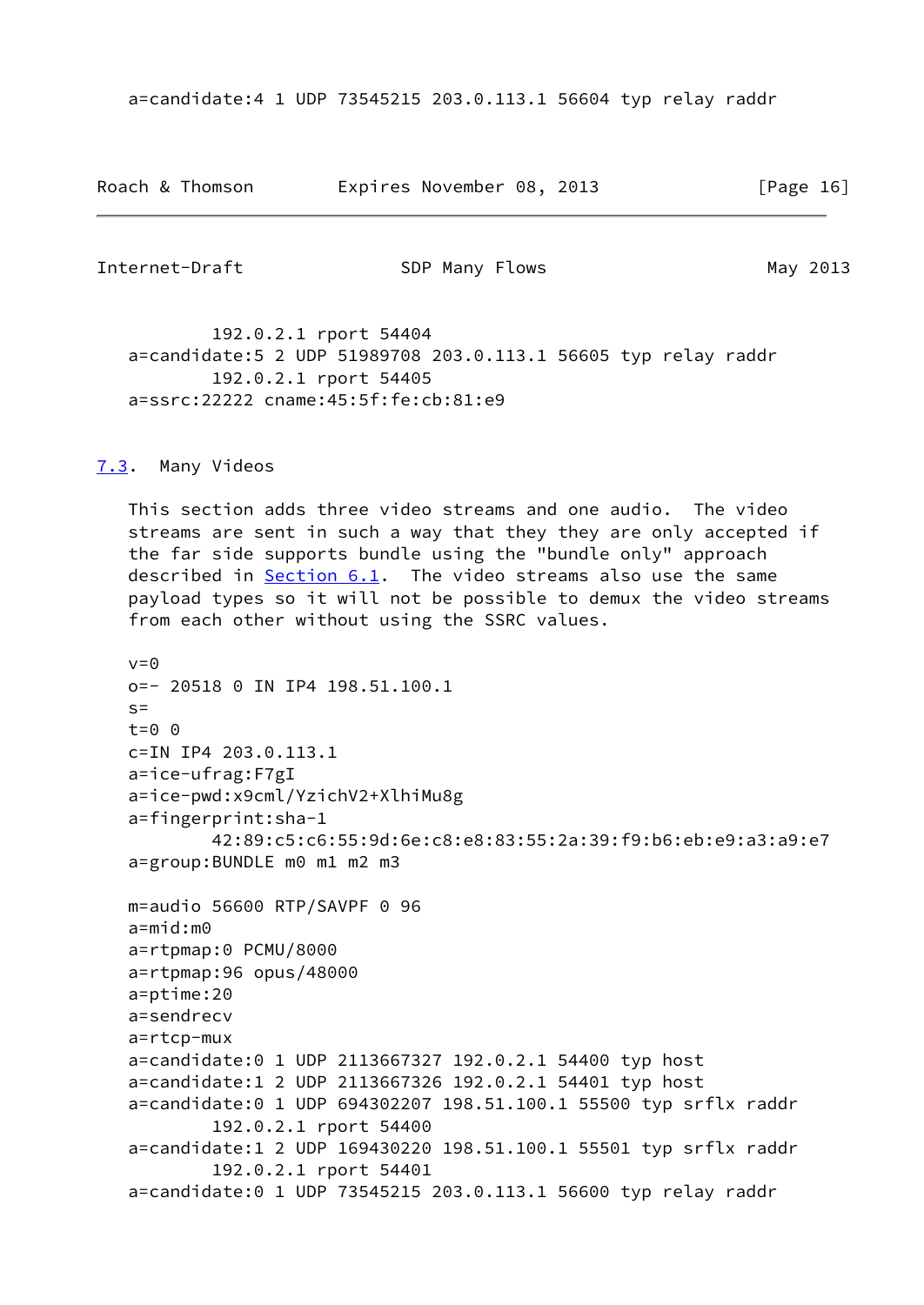```
   a=candidate:4 1 UDP 73545215 203.0.113.1 56604 typ relay raddr
           192.0.2.1 rport 54404
   a=candidate:5 2 UDP 51989708 203.0.113.1 56605 typ relay raddr
           192.0.2.1 rport 54405
   a=ssrc:22222 cname:45:5f:fe:cb:81:e9
```

### 7.3. Many Videos

This section adds three video streams and one audio. The video streams are sent in such a way that they they are only accepted if the far side supports bundle using the "bundle only" approach described in Section 6.1. The video streams also use the same payload types so it will not be possible to demux the video streams from each other without using the SSRC values.

```
   v=0
   o=- 20518 0 IN IP4 198.51.100.1
   s=
   t=0 0
   c=IN IP4 203.0.113.1
   a=ice-ufrag:F7gI
   a=ice-pwd:x9cml/YzichV2+XlhiMu8g
   a=fingerprint:sha-1
           42:89:c5:c6:55:9d:6e:c8:e8:83:55:2a:39:f9:b6:eb:e9:a3:a9:e7
   a=group:BUNDLE m0 m1 m2 m3

   m=audio 56600 RTP/SAVPF 0 96
   a=mid:m0
   a=rtpmap:0 PCMU/8000
   a=rtpmap:96 opus/48000
   a=ptime:20
   a=sendrecv
   a=rtcp-mux
   a=candidate:0 1 UDP 2113667327 192.0.2.1 54400 typ host
   a=candidate:1 2 UDP 2113667326 192.0.2.1 54401 typ host
   a=candidate:0 1 UDP 694302207 198.51.100.1 55500 typ srflx raddr
           192.0.2.1 rport 54400
   a=candidate:1 2 UDP 169430220 198.51.100.1 55501 typ srflx raddr
           192.0.2.1 rport 54401
   a=candidate:0 1 UDP 73545215 203.0.113.1 56600 typ relay raddr
```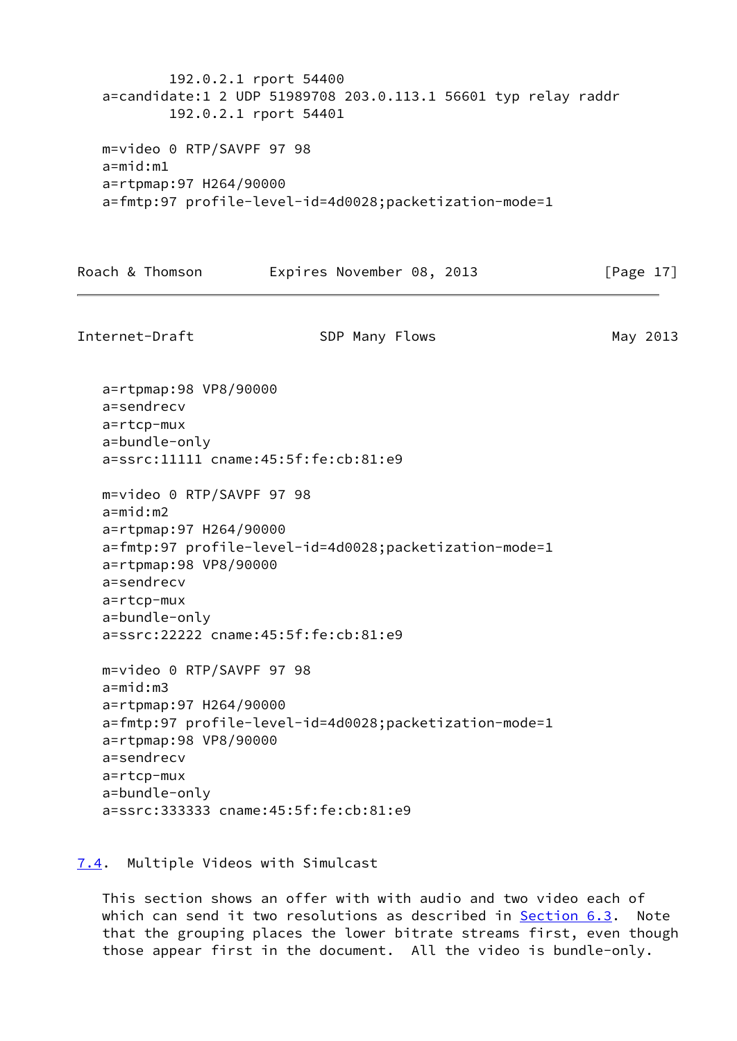```
        192.0.2.1 rport 54400
a=candidate:1 2 UDP 51989708 203.0.113.1 56601 typ relay raddr
        192.0.2.1 rport 54401

m=video 0 RTP/SAVPF 97 98
a=mid:m1
a=rtpmap:97 H264/90000
a=fmtp:97 profile-level-id=4d0028;packetization-mode=1
a=rtpmap:98 VP8/90000
a=sendrecv
a=rtcp-mux
a=bundle-only
a=ssrc:11111 cname:45:5f:fe:cb:81:e9

m=video 0 RTP/SAVPF 97 98
a=mid:m2
a=rtpmap:97 H264/90000
a=fmtp:97 profile-level-id=4d0028;packetization-mode=1
a=rtpmap:98 VP8/90000
a=sendrecv
a=rtcp-mux
a=bundle-only
a=ssrc:22222 cname:45:5f:fe:cb:81:e9

m=video 0 RTP/SAVPF 97 98
a=mid:m3
a=rtpmap:97 H264/90000
a=fmtp:97 profile-level-id=4d0028;packetization-mode=1
a=rtpmap:98 VP8/90000
a=sendrecv
a=rtcp-mux
a=bundle-only
a=ssrc:333333 cname:45:5f:fe:cb:81:e9
```

### 7.4. Multiple Videos with Simulcast

This section shows an offer with with audio and two video each of which can send it two resolutions as described in Section 6.3. Note that the grouping places the lower bitrate streams first, even though those appear first in the document. All the video is bundle-only.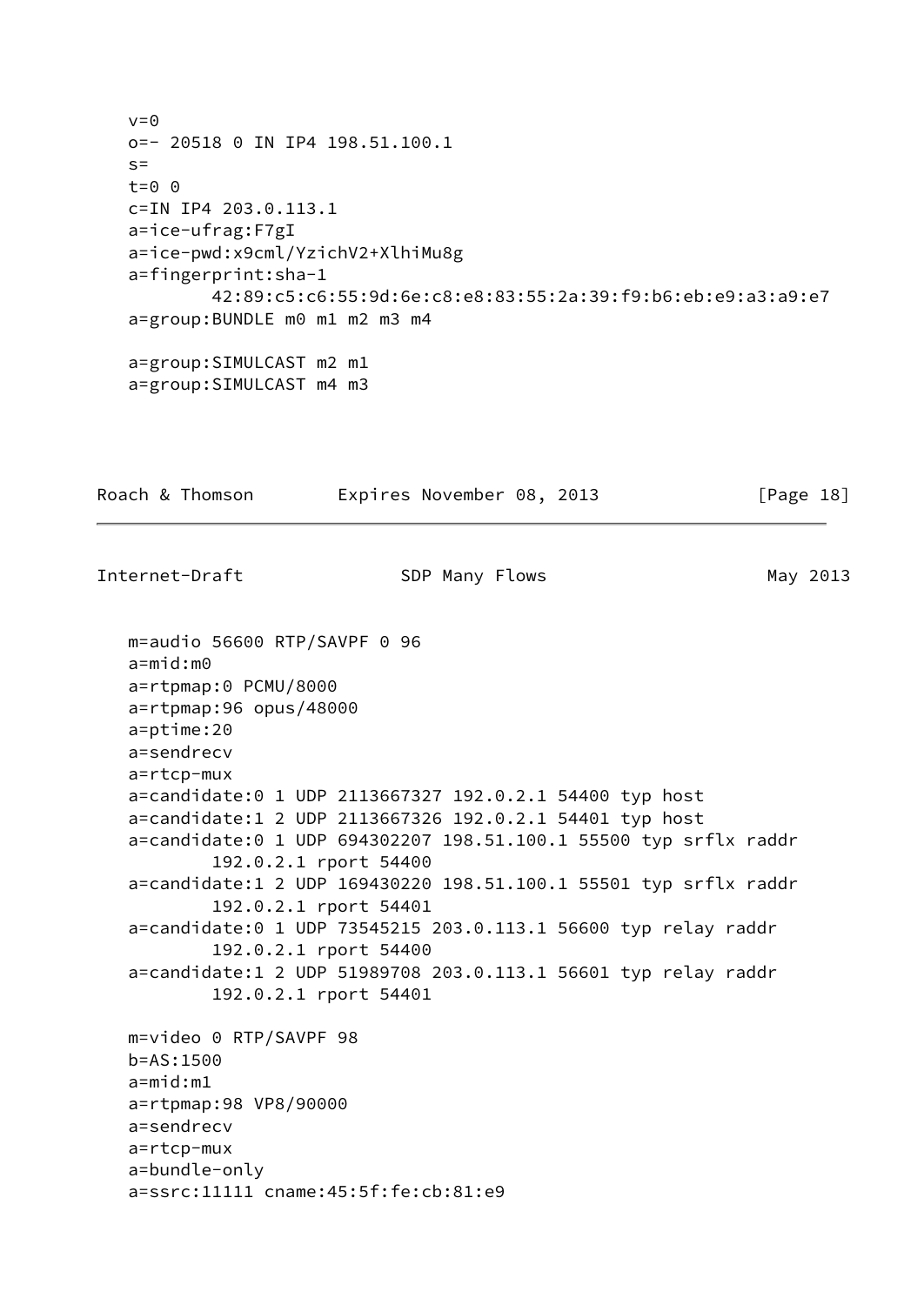```
v=0
o=- 20518 0 IN IP4 198.51.100.1
s=
t=0 0
c=IN IP4 203.0.113.1
a=ice-ufrag:F7gI
a=ice-pwd:x9cml/YzichV2+XlhiMu8g
a=fingerprint:sha-1
        42:89:c5:c6:55:9d:6e:c8:e8:83:55:2a:39:f9:b6:eb:e9:a3:a9:e7
a=group:BUNDLE m0 m1 m2 m3 m4

a=group:SIMULCAST m2 m1
a=group:SIMULCAST m4 m3
```

```
m=audio 56600 RTP/SAVPF 0 96
a=mid:m0
a=rtpmap:0 PCMU/8000
a=rtpmap:96 opus/48000
a=ptime:20
a=sendrecv
a=rtcp-mux
a=candidate:0 1 UDP 2113667327 192.0.2.1 54400 typ host
a=candidate:1 2 UDP 2113667326 192.0.2.1 54401 typ host
a=candidate:0 1 UDP 694302207 198.51.100.1 55500 typ srflx raddr
        192.0.2.1 rport 54400
a=candidate:1 2 UDP 169430220 198.51.100.1 55501 typ srflx raddr
        192.0.2.1 rport 54401
a=candidate:0 1 UDP 73545215 203.0.113.1 56600 typ relay raddr
        192.0.2.1 rport 54400
a=candidate:1 2 UDP 51989708 203.0.113.1 56601 typ relay raddr
        192.0.2.1 rport 54401

m=video 0 RTP/SAVPF 98
b=AS:1500
a=mid:m1
a=rtpmap:98 VP8/90000
a=sendrecv
a=rtcp-mux
a=bundle-only
a=ssrc:11111 cname:45:5f:fe:cb:81:e9
```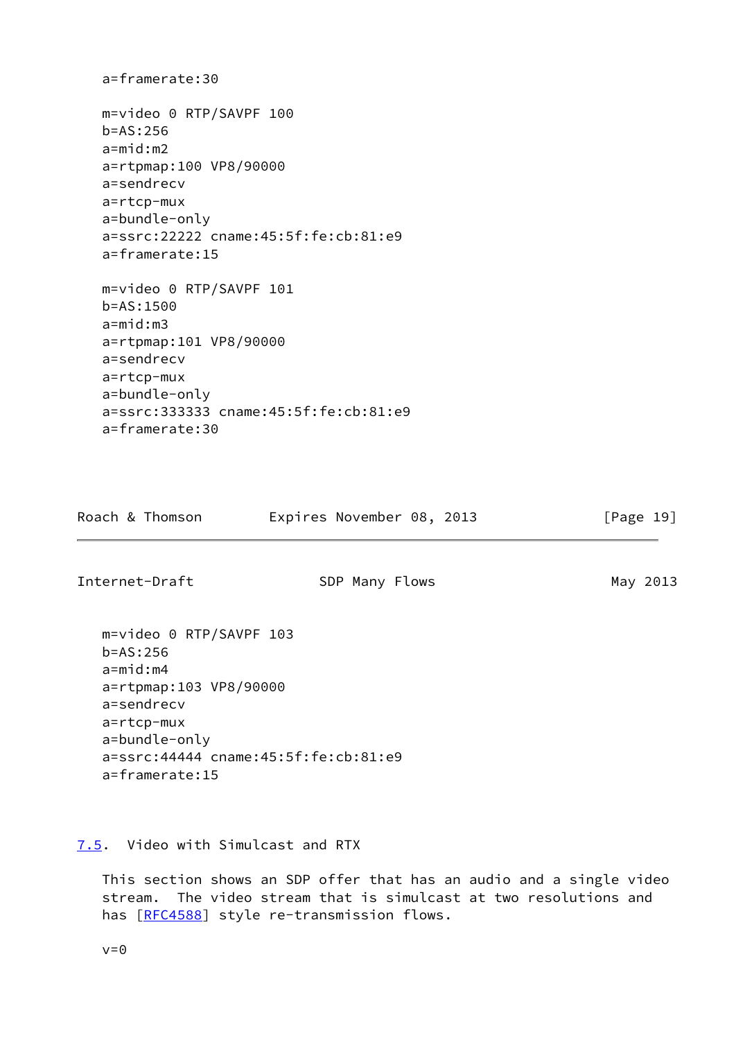```
   a=framerate:30

   m=video 0 RTP/SAVPF 100
   b=AS:256
   a=mid:m2
   a=rtpmap:100 VP8/90000
   a=sendrecv
   a=rtcp-mux
   a=bundle-only
   a=ssrc:22222 cname:45:5f:fe:cb:81:e9
   a=framerate:15

   m=video 0 RTP/SAVPF 101
   b=AS:1500
   a=mid:m3
   a=rtpmap:101 VP8/90000
   a=sendrecv
   a=rtcp-mux
   a=bundle-only
   a=ssrc:333333 cname:45:5f:fe:cb:81:e9
   a=framerate:30

   m=video 0 RTP/SAVPF 103
   b=AS:256
   a=mid:m4
   a=rtpmap:103 VP8/90000
   a=sendrecv
   a=rtcp-mux
   a=bundle-only
   a=ssrc:44444 cname:45:5f:fe:cb:81:e9
   a=framerate:15
```

### 7.5. Video with Simulcast and RTX

This section shows an SDP offer that has an audio and a single video stream. The video stream that is simulcast at two resolutions and has [RFC4588] style re-transmission flows.

```
   v=0
```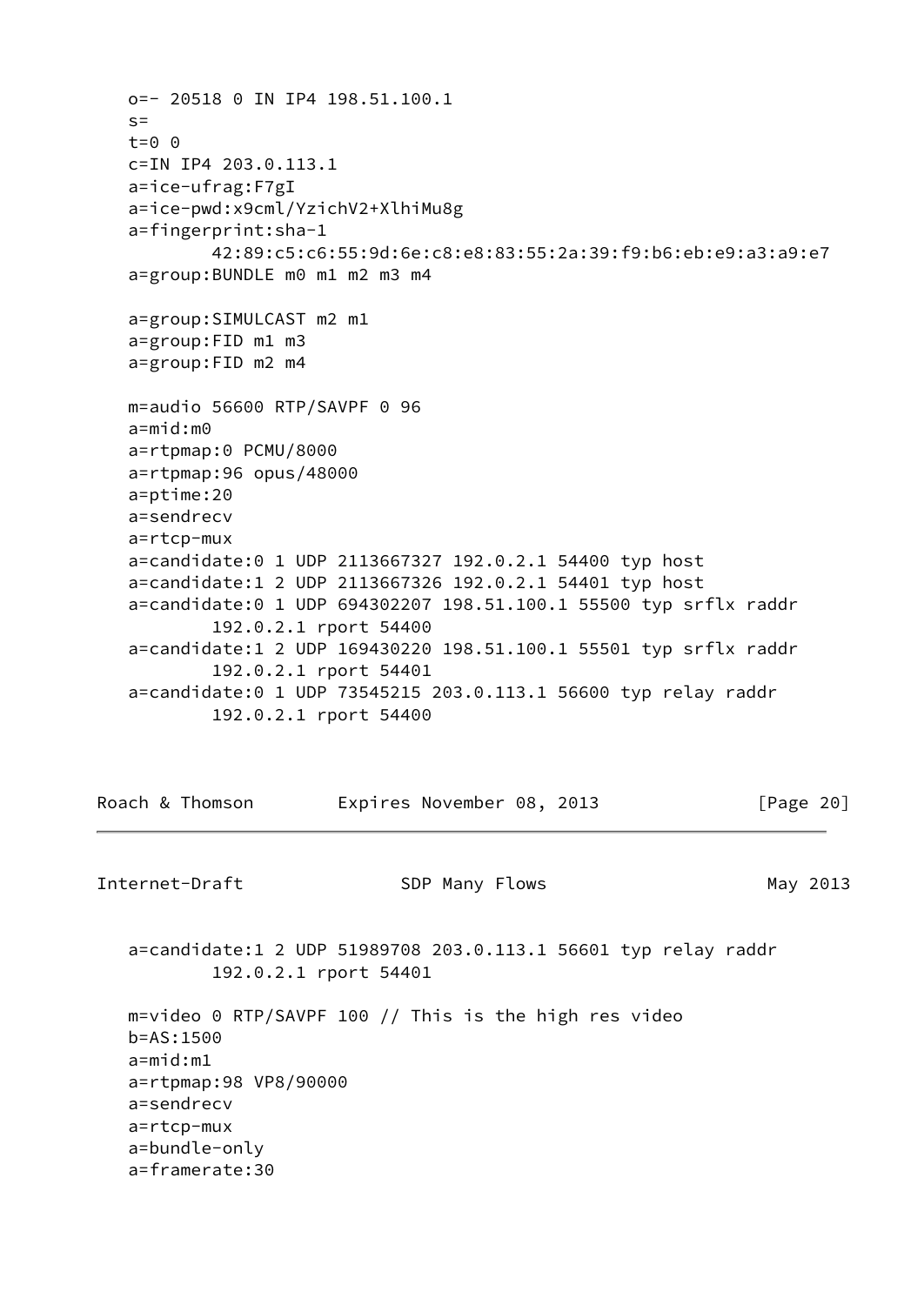```
o=- 20518 0 IN IP4 198.51.100.1
s=
t=0 0
c=IN IP4 203.0.113.1
a=ice-ufrag:F7gI
a=ice-pwd:x9cml/YzichV2+XlhiMu8g
a=fingerprint:sha-1
        42:89:c5:c6:55:9d:6e:c8:e8:83:55:2a:39:f9:b6:eb:e9:a3:a9:e7
a=group:BUNDLE m0 m1 m2 m3 m4

a=group:SIMULCAST m2 m1
a=group:FID m1 m3
a=group:FID m2 m4

m=audio 56600 RTP/SAVPF 0 96
a=mid:m0
a=rtpmap:0 PCMU/8000
a=rtpmap:96 opus/48000
a=ptime:20
a=sendrecv
a=rtcp-mux
a=candidate:0 1 UDP 2113667327 192.0.2.1 54400 typ host
a=candidate:1 2 UDP 2113667326 192.0.2.1 54401 typ host
a=candidate:0 1 UDP 694302207 198.51.100.1 55500 typ srflx raddr
        192.0.2.1 rport 54400
a=candidate:1 2 UDP 169430220 198.51.100.1 55501 typ srflx raddr
        192.0.2.1 rport 54401
a=candidate:0 1 UDP 73545215 203.0.113.1 56600 typ relay raddr
        192.0.2.1 rport 54400
a=candidate:1 2 UDP 51989708 203.0.113.1 56601 typ relay raddr
        192.0.2.1 rport 54401

m=video 0 RTP/SAVPF 100 // This is the high res video
b=AS:1500
a=mid:m1
a=rtpmap:98 VP8/90000
a=sendrecv
a=rtcp-mux
a=bundle-only
a=framerate:30
```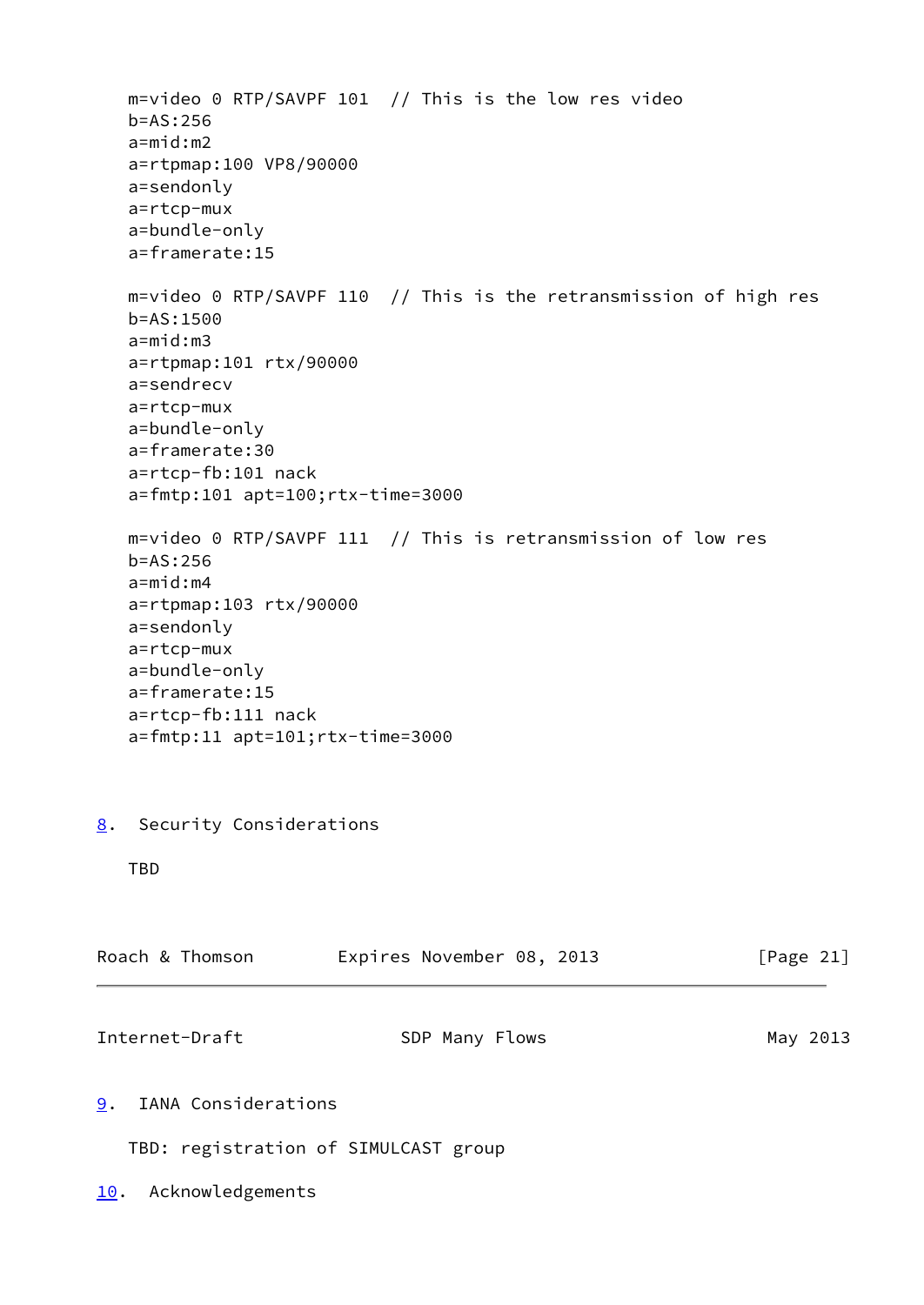```
m=video 0 RTP/SAVPF 101  // This is the low res video
b=AS:256
a=mid:m2
a=rtpmap:100 VP8/90000
a=sendonly
a=rtcp-mux
a=bundle-only
a=framerate:15

m=video 0 RTP/SAVPF 110  // This is the retransmission of high res
b=AS:1500
a=mid:m3
a=rtpmap:101 rtx/90000
a=sendrecv
a=rtcp-mux
a=bundle-only
a=framerate:30
a=rtcp-fb:101 nack
a=fmtp:101 apt=100;rtx-time=3000

m=video 0 RTP/SAVPF 111  // This is retransmission of low res
b=AS:256
a=mid:m4
a=rtpmap:103 rtx/90000
a=sendonly
a=rtcp-mux
a=bundle-only
a=framerate:15
a=rtcp-fb:111 nack
a=fmtp:11 apt=101;rtx-time=3000
```

## 8. Security Considerations

TBD

## 9. IANA Considerations

TBD: registration of SIMULCAST group

## 10. Acknowledgements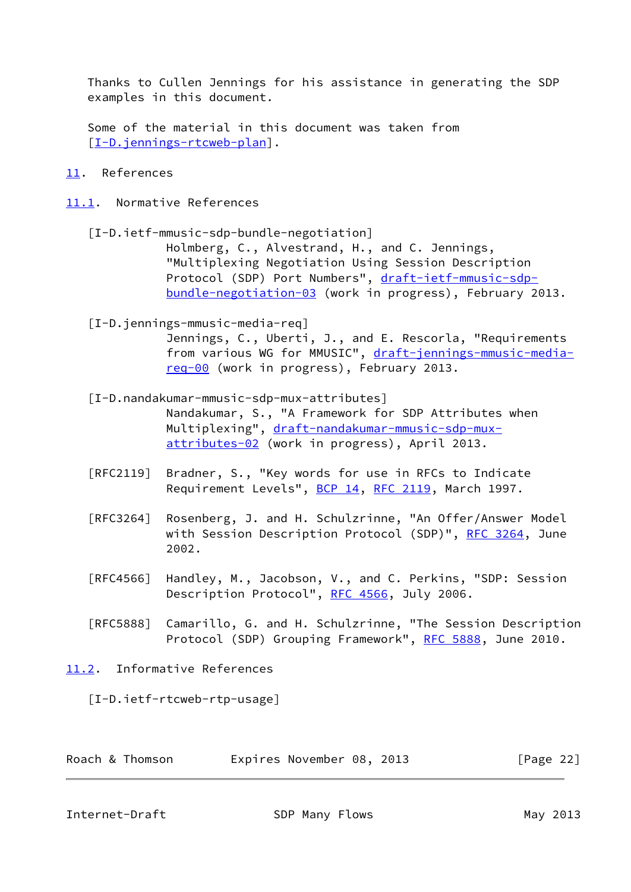Thanks to Cullen Jennings for his assistance in generating the SDP examples in this document.

Some of the material in this document was taken from [I-D.jennings-rtcweb-plan].

# 11. References

## 11.1. Normative References

[I-D.ietf-mmusic-sdp-bundle-negotiation]
Holmberg, C., Alvestrand, H., and C. Jennings, "Multiplexing Negotiation Using Session Description Protocol (SDP) Port Numbers", draft-ietf-mmusic-sdp-bundle-negotiation-03 (work in progress), February 2013.

[I-D.jennings-mmusic-media-req]
Jennings, C., Uberti, J., and E. Rescorla, "Requirements from various WG for MMUSIC", draft-jennings-mmusic-media-req-00 (work in progress), February 2013.

[I-D.nandakumar-mmusic-sdp-mux-attributes]
Nandakumar, S., "A Framework for SDP Attributes when Multiplexing", draft-nandakumar-mmusic-sdp-mux-attributes-02 (work in progress), April 2013.

[RFC2119] Bradner, S., "Key words for use in RFCs to Indicate Requirement Levels", BCP 14, RFC 2119, March 1997.

[RFC3264] Rosenberg, J. and H. Schulzrinne, "An Offer/Answer Model with Session Description Protocol (SDP)", RFC 3264, June 2002.

[RFC4566] Handley, M., Jacobson, V., and C. Perkins, "SDP: Session Description Protocol", RFC 4566, July 2006.

[RFC5888] Camarillo, G. and H. Schulzrinne, "The Session Description Protocol (SDP) Grouping Framework", RFC 5888, June 2010.

## 11.2. Informative References

[I-D.ietf-rtcweb-rtp-usage]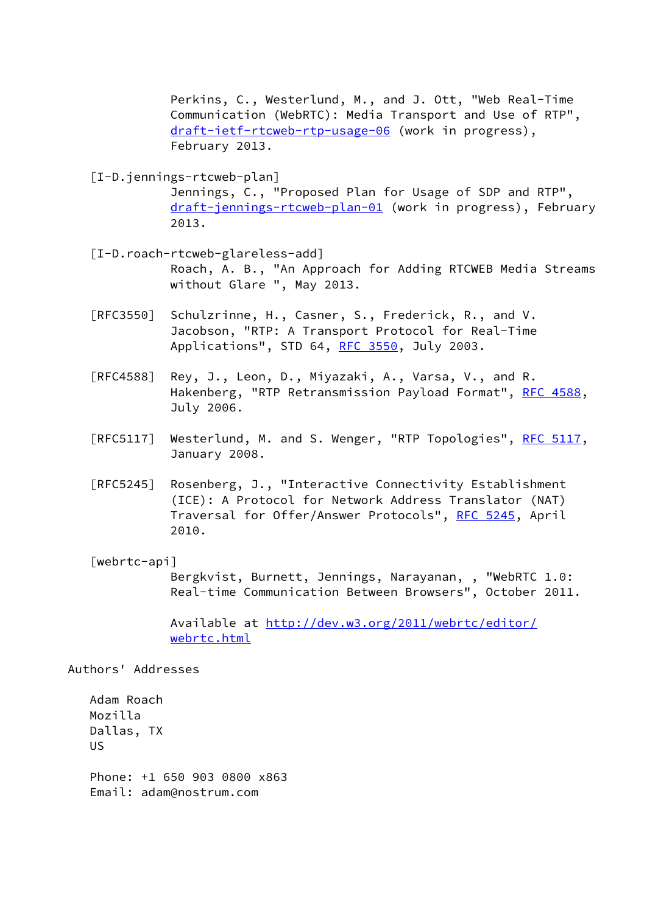Perkins, C., Westerlund, M., and J. Ott, "Web Real-Time Communication (WebRTC): Media Transport and Use of RTP", draft-ietf-rtcweb-rtp-usage-06 (work in progress), February 2013.

[I-D.jennings-rtcweb-plan]
Jennings, C., "Proposed Plan for Usage of SDP and RTP", draft-jennings-rtcweb-plan-01 (work in progress), February 2013.

[I-D.roach-rtcweb-glareless-add]
Roach, A. B., "An Approach for Adding RTCWEB Media Streams without Glare ", May 2013.

[RFC3550] Schulzrinne, H., Casner, S., Frederick, R., and V. Jacobson, "RTP: A Transport Protocol for Real-Time Applications", STD 64, RFC 3550, July 2003.

[RFC4588] Rey, J., Leon, D., Miyazaki, A., Varsa, V., and R. Hakenberg, "RTP Retransmission Payload Format", RFC 4588, July 2006.

[RFC5117] Westerlund, M. and S. Wenger, "RTP Topologies", RFC 5117, January 2008.

[RFC5245] Rosenberg, J., "Interactive Connectivity Establishment (ICE): A Protocol for Network Address Translator (NAT) Traversal for Offer/Answer Protocols", RFC 5245, April 2010.

[webrtc-api]
Bergkvist, Burnett, Jennings, Narayanan, , "WebRTC 1.0: Real-time Communication Between Browsers", October 2011.

Available at http://dev.w3.org/2011/webrtc/editor/webrtc.html

# Authors' Addresses

Adam Roach
Mozilla
Dallas, TX
US

Phone: +1 650 903 0800 x863
Email: adam@nostrum.com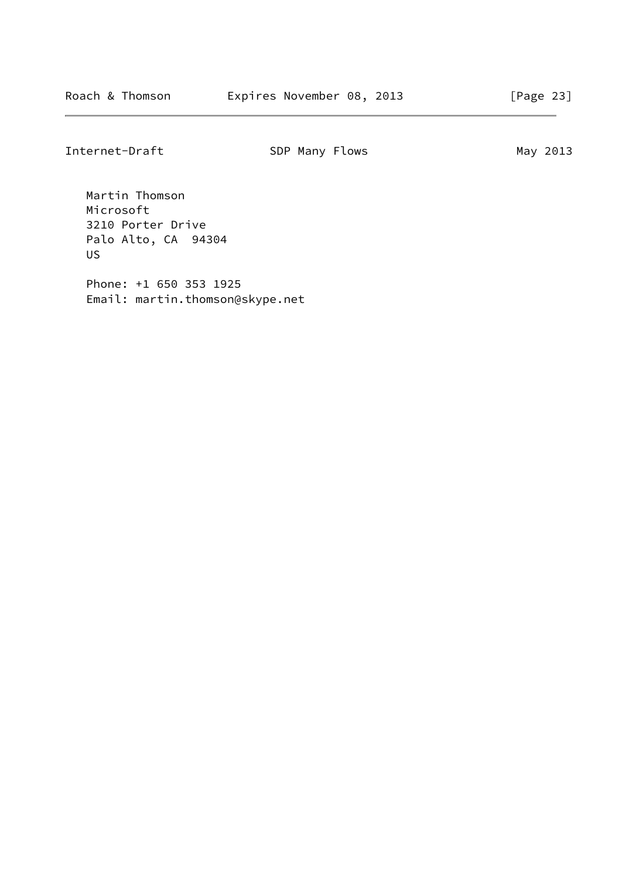Martin Thomson
Microsoft
3210 Porter Drive
Palo Alto, CA  94304
US

Phone: +1 650 353 1925
Email: martin.thomson@skype.net